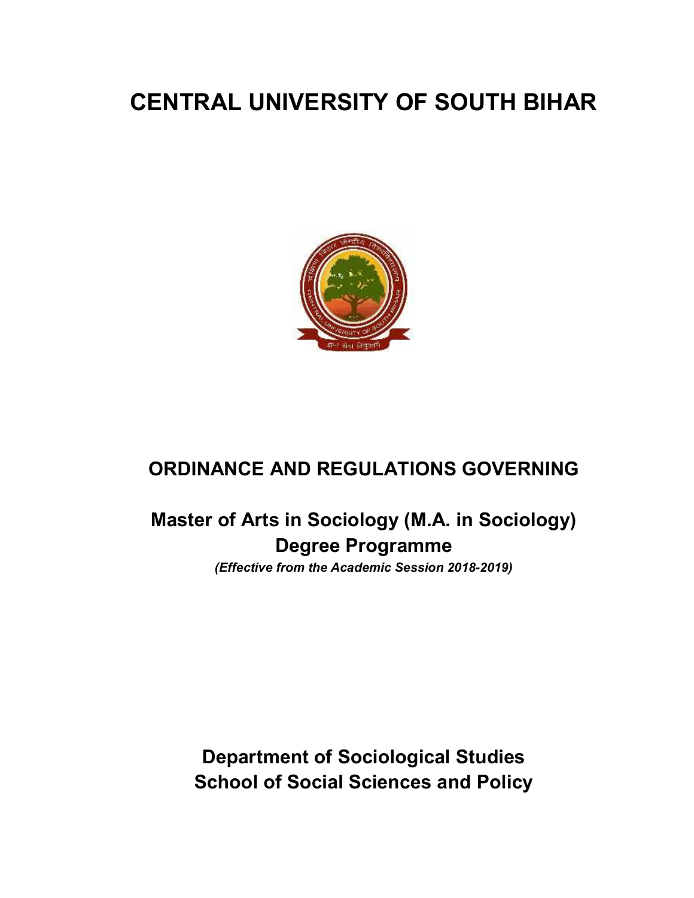# CENTRAL UNIVERSITY OF SOUTH BIHAR

## ORDINANCE AND REGULATIONS GOVERNING

## Master of Arts in Sociology (M.A. in Sociology) Degree Programme

*(Effective from the Academic Session 2018-2019)*

**Department of Sociological Studies**
**School of Social Sciences and Policy**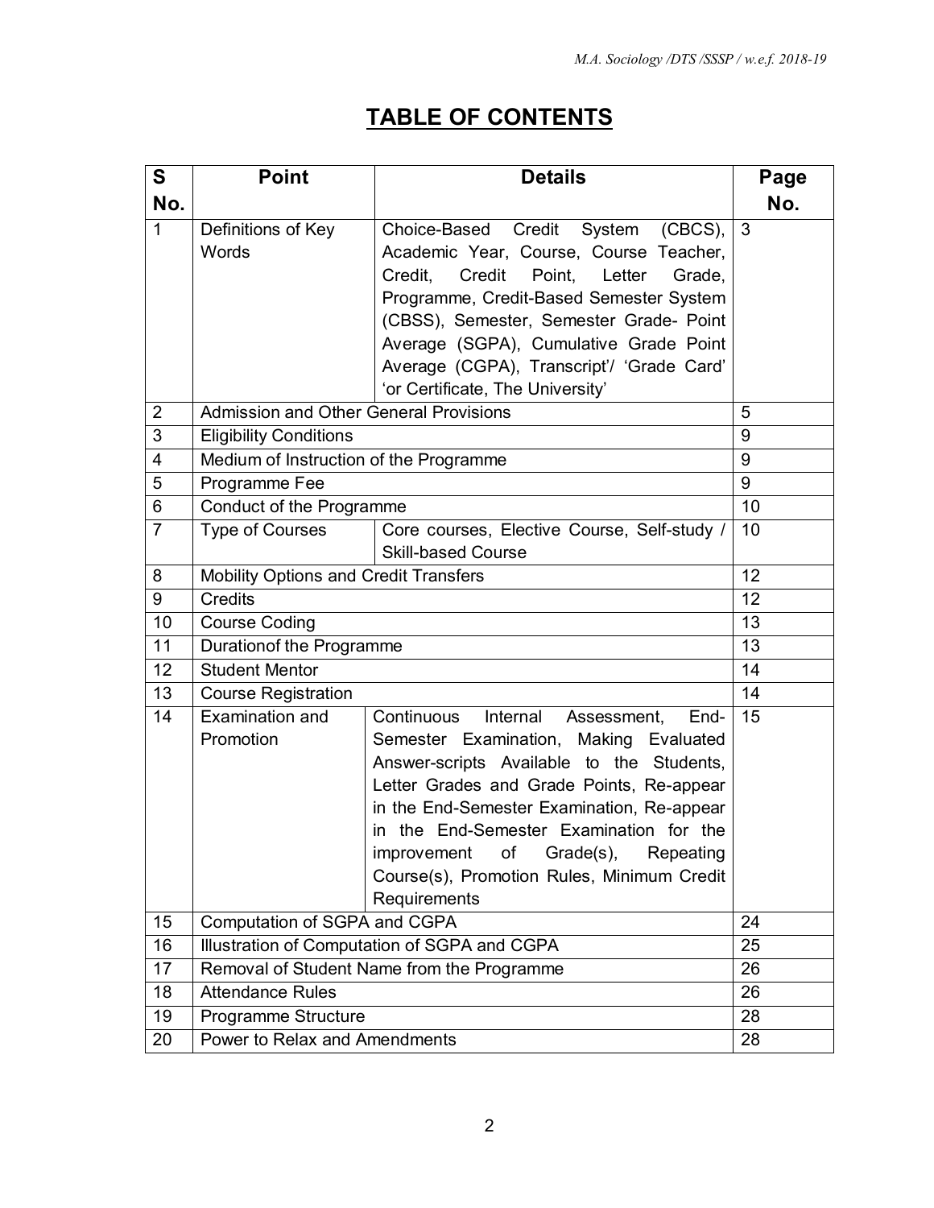# TABLE OF CONTENTS

| S No. | Point | Details | Page No. |
|---|---|---|---|
| 1 | Definitions of Key Words | Choice-Based Credit System (CBCS), Academic Year, Course, Course Teacher, Credit, Credit Point, Letter Grade, Programme, Credit-Based Semester System (CBSS), Semester, Semester Grade- Point Average (SGPA), Cumulative Grade Point Average (CGPA), Transcript'/ 'Grade Card' 'or Certificate, The University' | 3 |
| 2 | Admission and Other General Provisions | | 5 |
| 3 | Eligibility Conditions | | 9 |
| 4 | Medium of Instruction of the Programme | | 9 |
| 5 | Programme Fee | | 9 |
| 6 | Conduct of the Programme | | 10 |
| 7 | Type of Courses | Core courses, Elective Course, Self-study / Skill-based Course | 10 |
| 8 | Mobility Options and Credit Transfers | | 12 |
| 9 | Credits | | 12 |
| 10 | Course Coding | | 13 |
| 11 | Durationof the Programme | | 13 |
| 12 | Student Mentor | | 14 |
| 13 | Course Registration | | 14 |
| 14 | Examination and Promotion | Continuous Internal Assessment, End-Semester Examination, Making Evaluated Answer-scripts Available to the Students, Letter Grades and Grade Points, Re-appear in the End-Semester Examination, Re-appear in the End-Semester Examination for the improvement of Grade(s), Repeating Course(s), Promotion Rules, Minimum Credit Requirements | 15 |
| 15 | Computation of SGPA and CGPA | | 24 |
| 16 | Illustration of Computation of SGPA and CGPA | | 25 |
| 17 | Removal of Student Name from the Programme | | 26 |
| 18 | Attendance Rules | | 26 |
| 19 | Programme Structure | | 28 |
| 20 | Power to Relax and Amendments | | 28 |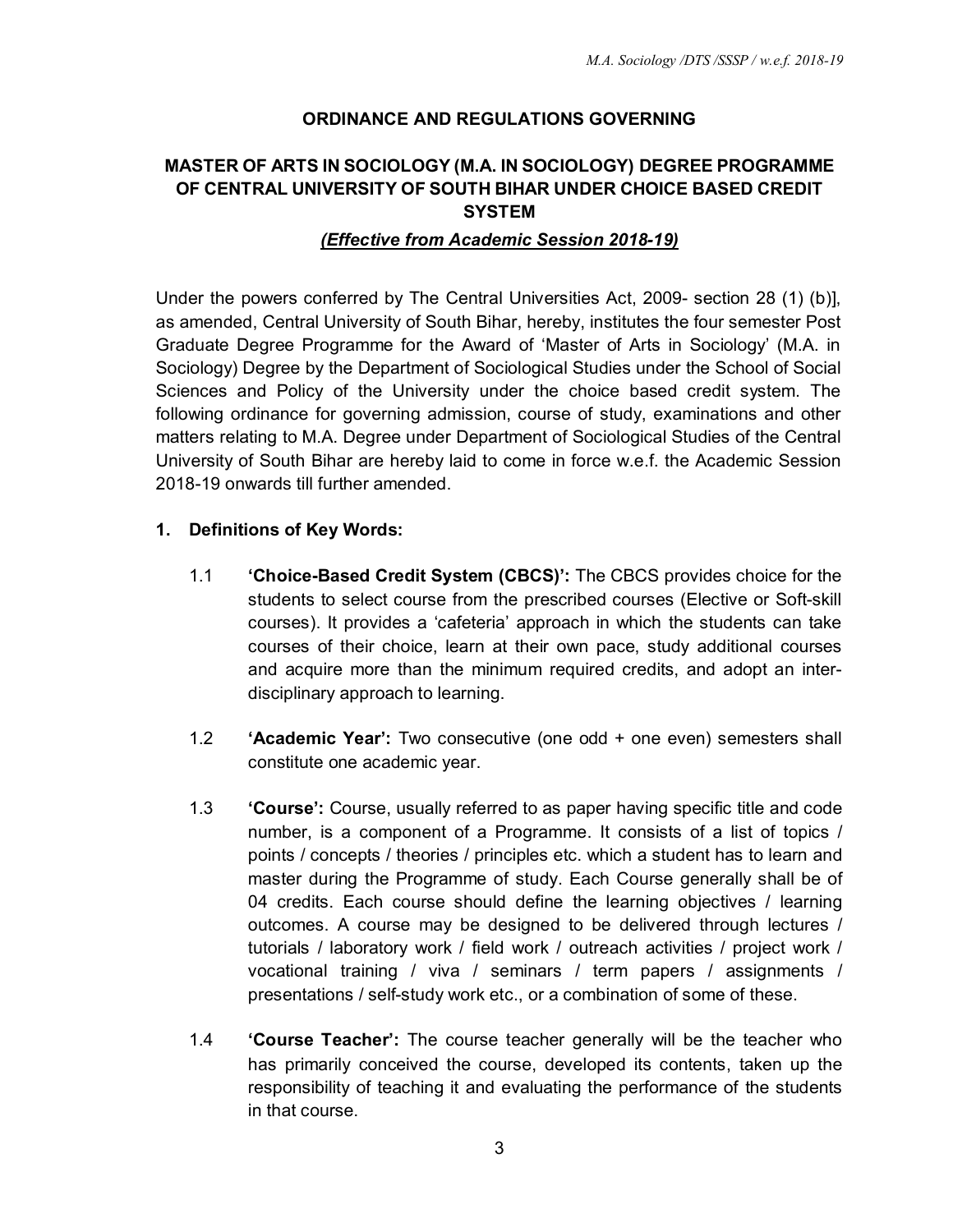**ORDINANCE AND REGULATIONS GOVERNING**

**MASTER OF ARTS IN SOCIOLOGY (M.A. IN SOCIOLOGY) DEGREE PROGRAMME OF CENTRAL UNIVERSITY OF SOUTH BIHAR UNDER CHOICE BASED CREDIT SYSTEM**

***(Effective from Academic Session 2018-19)***

Under the powers conferred by The Central Universities Act, 2009- section 28 (1) (b)], as amended, Central University of South Bihar, hereby, institutes the four semester Post Graduate Degree Programme for the Award of 'Master of Arts in Sociology' (M.A. in Sociology) Degree by the Department of Sociological Studies under the School of Social Sciences and Policy of the University under the choice based credit system. The following ordinance for governing admission, course of study, examinations and other matters relating to M.A. Degree under Department of Sociological Studies of the Central University of South Bihar are hereby laid to come in force w.e.f. the Academic Session 2018-19 onwards till further amended.

## 1. Definitions of Key Words:

1.1 **'Choice-Based Credit System (CBCS)':** The CBCS provides choice for the students to select course from the prescribed courses (Elective or Soft-skill courses). It provides a 'cafeteria' approach in which the students can take courses of their choice, learn at their own pace, study additional courses and acquire more than the minimum required credits, and adopt an inter-disciplinary approach to learning.

1.2 **'Academic Year':** Two consecutive (one odd + one even) semesters shall constitute one academic year.

1.3 **'Course':** Course, usually referred to as paper having specific title and code number, is a component of a Programme. It consists of a list of topics / points / concepts / theories / principles etc. which a student has to learn and master during the Programme of study. Each Course generally shall be of 04 credits. Each course should define the learning objectives / learning outcomes. A course may be designed to be delivered through lectures / tutorials / laboratory work / field work / outreach activities / project work / vocational training / viva / seminars / term papers / assignments / presentations / self-study work etc., or a combination of some of these.

1.4 **'Course Teacher':** The course teacher generally will be the teacher who has primarily conceived the course, developed its contents, taken up the responsibility of teaching it and evaluating the performance of the students in that course.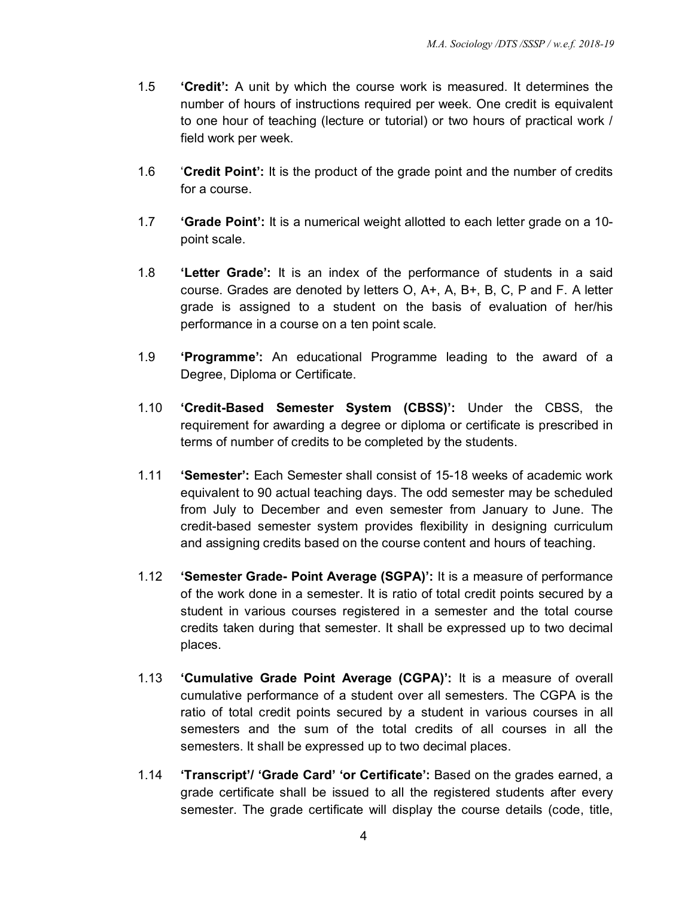1.5 **'Credit':** A unit by which the course work is measured. It determines the number of hours of instructions required per week. One credit is equivalent to one hour of teaching (lecture or tutorial) or two hours of practical work / field work per week.

1.6 '**Credit Point':** It is the product of the grade point and the number of credits for a course.

1.7 **'Grade Point':** It is a numerical weight allotted to each letter grade on a 10-point scale.

1.8 **'Letter Grade':** It is an index of the performance of students in a said course. Grades are denoted by letters O, A+, A, B+, B, C, P and F. A letter grade is assigned to a student on the basis of evaluation of her/his performance in a course on a ten point scale.

1.9 **'Programme':** An educational Programme leading to the award of a Degree, Diploma or Certificate.

1.10 **'Credit-Based Semester System (CBSS)':** Under the CBSS, the requirement for awarding a degree or diploma or certificate is prescribed in terms of number of credits to be completed by the students.

1.11 **'Semester':** Each Semester shall consist of 15-18 weeks of academic work equivalent to 90 actual teaching days. The odd semester may be scheduled from July to December and even semester from January to June. The credit-based semester system provides flexibility in designing curriculum and assigning credits based on the course content and hours of teaching.

1.12 **'Semester Grade- Point Average (SGPA)':** It is a measure of performance of the work done in a semester. It is ratio of total credit points secured by a student in various courses registered in a semester and the total course credits taken during that semester. It shall be expressed up to two decimal places.

1.13 **'Cumulative Grade Point Average (CGPA)':** It is a measure of overall cumulative performance of a student over all semesters. The CGPA is the ratio of total credit points secured by a student in various courses in all semesters and the sum of the total credits of all courses in all the semesters. It shall be expressed up to two decimal places.

1.14 **'Transcript'/ 'Grade Card' 'or Certificate':** Based on the grades earned, a grade certificate shall be issued to all the registered students after every semester. The grade certificate will display the course details (code, title,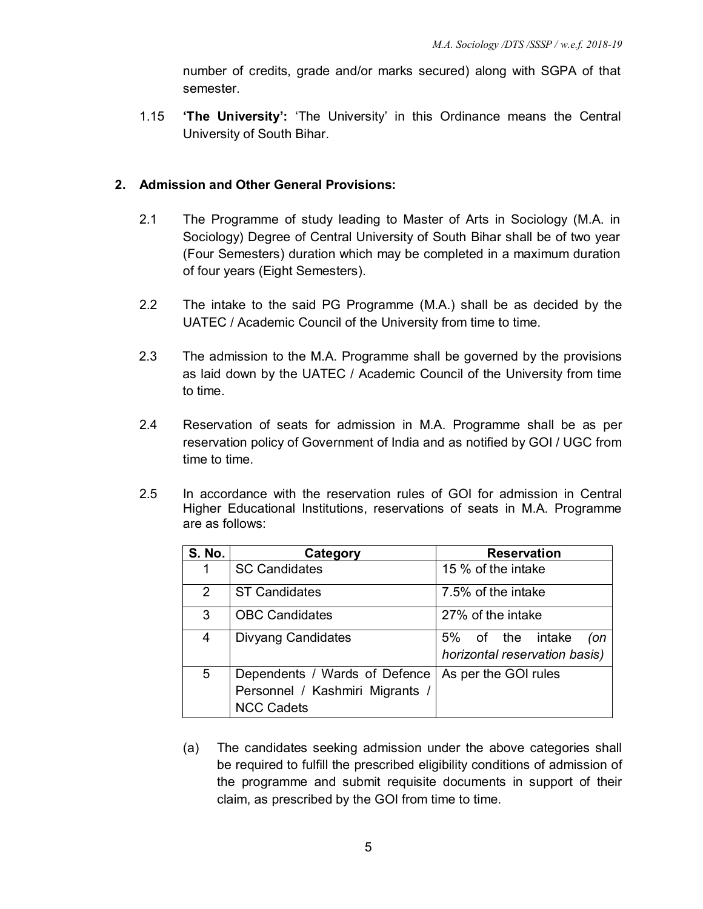number of credits, grade and/or marks secured) along with SGPA of that semester.

1.15 **'The University':** 'The University' in this Ordinance means the Central University of South Bihar.

## 2. Admission and Other General Provisions:

2.1 The Programme of study leading to Master of Arts in Sociology (M.A. in Sociology) Degree of Central University of South Bihar shall be of two year (Four Semesters) duration which may be completed in a maximum duration of four years (Eight Semesters).

2.2 The intake to the said PG Programme (M.A.) shall be as decided by the UATEC / Academic Council of the University from time to time.

2.3 The admission to the M.A. Programme shall be governed by the provisions as laid down by the UATEC / Academic Council of the University from time to time.

2.4 Reservation of seats for admission in M.A. Programme shall be as per reservation policy of Government of India and as notified by GOI / UGC from time to time.

2.5 In accordance with the reservation rules of GOI for admission in Central Higher Educational Institutions, reservations of seats in M.A. Programme are as follows:

| S. No. | Category | Reservation |
|---|---|---|
| 1 | SC Candidates | 15 % of the intake |
| 2 | ST Candidates | 7.5% of the intake |
| 3 | OBC Candidates | 27% of the intake |
| 4 | Divyang Candidates | 5% of the intake *(on horizontal reservation basis)* |
| 5 | Dependents / Wards of Defence Personnel / Kashmiri Migrants / NCC Cadets | As per the GOI rules |

(a) The candidates seeking admission under the above categories shall be required to fulfill the prescribed eligibility conditions of admission of the programme and submit requisite documents in support of their claim, as prescribed by the GOI from time to time.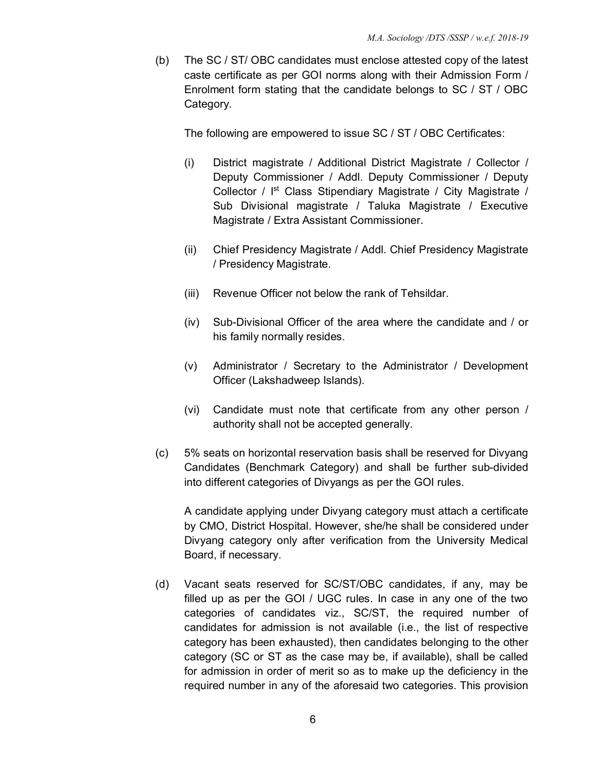(b) The SC / ST/ OBC candidates must enclose attested copy of the latest caste certificate as per GOI norms along with their Admission Form / Enrolment form stating that the candidate belongs to SC / ST / OBC Category.

The following are empowered to issue SC / ST / OBC Certificates:

(i) District magistrate / Additional District Magistrate / Collector / Deputy Commissioner / Addl. Deputy Commissioner / Deputy Collector / I[st] Class Stipendiary Magistrate / City Magistrate / Sub Divisional magistrate / Taluka Magistrate / Executive Magistrate / Extra Assistant Commissioner.

(ii) Chief Presidency Magistrate / Addl. Chief Presidency Magistrate / Presidency Magistrate.

(iii) Revenue Officer not below the rank of Tehsildar.

(iv) Sub-Divisional Officer of the area where the candidate and / or his family normally resides.

(v) Administrator / Secretary to the Administrator / Development Officer (Lakshadweep Islands).

(vi) Candidate must note that certificate from any other person / authority shall not be accepted generally.

(c) 5% seats on horizontal reservation basis shall be reserved for Divyang Candidates (Benchmark Category) and shall be further sub-divided into different categories of Divyangs as per the GOI rules.

A candidate applying under Divyang category must attach a certificate by CMO, District Hospital. However, she/he shall be considered under Divyang category only after verification from the University Medical Board, if necessary.

(d) Vacant seats reserved for SC/ST/OBC candidates, if any, may be filled up as per the GOI / UGC rules. In case in any one of the two categories of candidates viz., SC/ST, the required number of candidates for admission is not available (i.e., the list of respective category has been exhausted), then candidates belonging to the other category (SC or ST as the case may be, if available), shall be called for admission in order of merit so as to make up the deficiency in the required number in any of the aforesaid two categories. This provision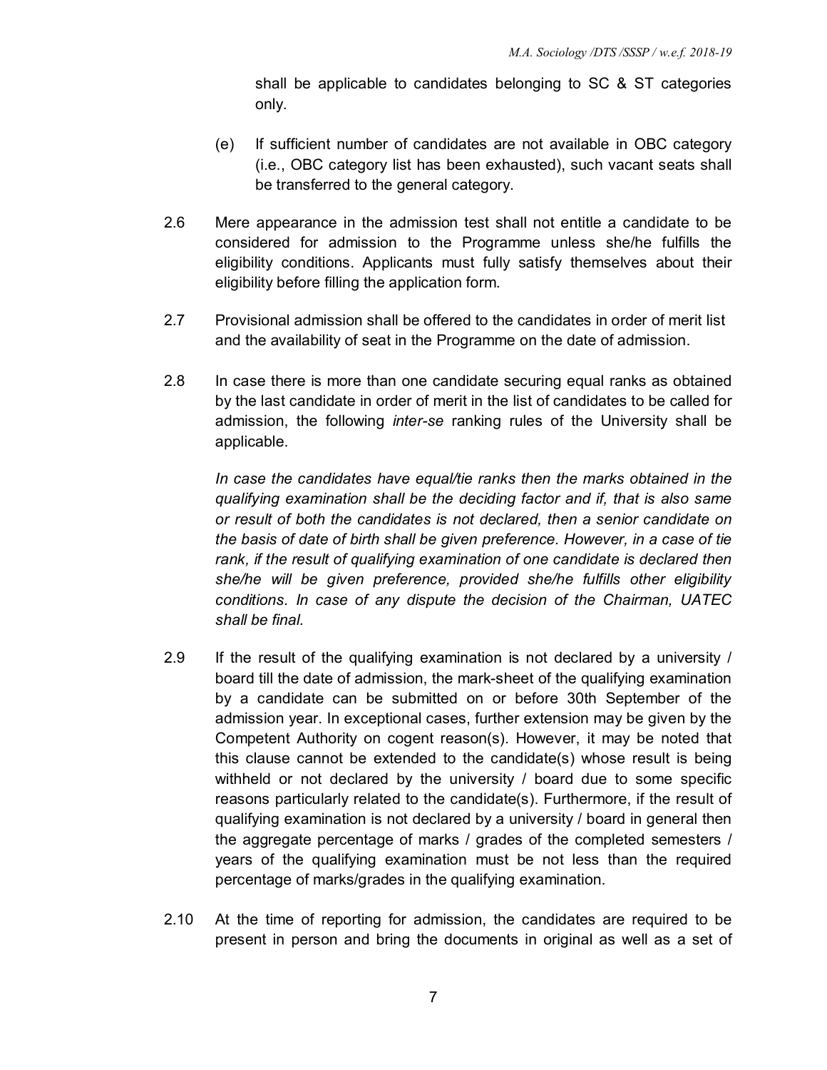shall be applicable to candidates belonging to SC & ST categories only.

(e) If sufficient number of candidates are not available in OBC category (i.e., OBC category list has been exhausted), such vacant seats shall be transferred to the general category.

2.6 Mere appearance in the admission test shall not entitle a candidate to be considered for admission to the Programme unless she/he fulfills the eligibility conditions. Applicants must fully satisfy themselves about their eligibility before filling the application form.

2.7 Provisional admission shall be offered to the candidates in order of merit list and the availability of seat in the Programme on the date of admission.

2.8 In case there is more than one candidate securing equal ranks as obtained by the last candidate in order of merit in the list of candidates to be called for admission, the following *inter-se* ranking rules of the University shall be applicable.

*In case the candidates have equal/tie ranks then the marks obtained in the qualifying examination shall be the deciding factor and if, that is also same or result of both the candidates is not declared, then a senior candidate on the basis of date of birth shall be given preference. However, in a case of tie rank, if the result of qualifying examination of one candidate is declared then she/he will be given preference, provided she/he fulfills other eligibility conditions. In case of any dispute the decision of the Chairman, UATEC shall be final.*

2.9 If the result of the qualifying examination is not declared by a university / board till the date of admission, the mark-sheet of the qualifying examination by a candidate can be submitted on or before 30th September of the admission year. In exceptional cases, further extension may be given by the Competent Authority on cogent reason(s). However, it may be noted that this clause cannot be extended to the candidate(s) whose result is being withheld or not declared by the university / board due to some specific reasons particularly related to the candidate(s). Furthermore, if the result of qualifying examination is not declared by a university / board in general then the aggregate percentage of marks / grades of the completed semesters / years of the qualifying examination must be not less than the required percentage of marks/grades in the qualifying examination.

2.10 At the time of reporting for admission, the candidates are required to be present in person and bring the documents in original as well as a set of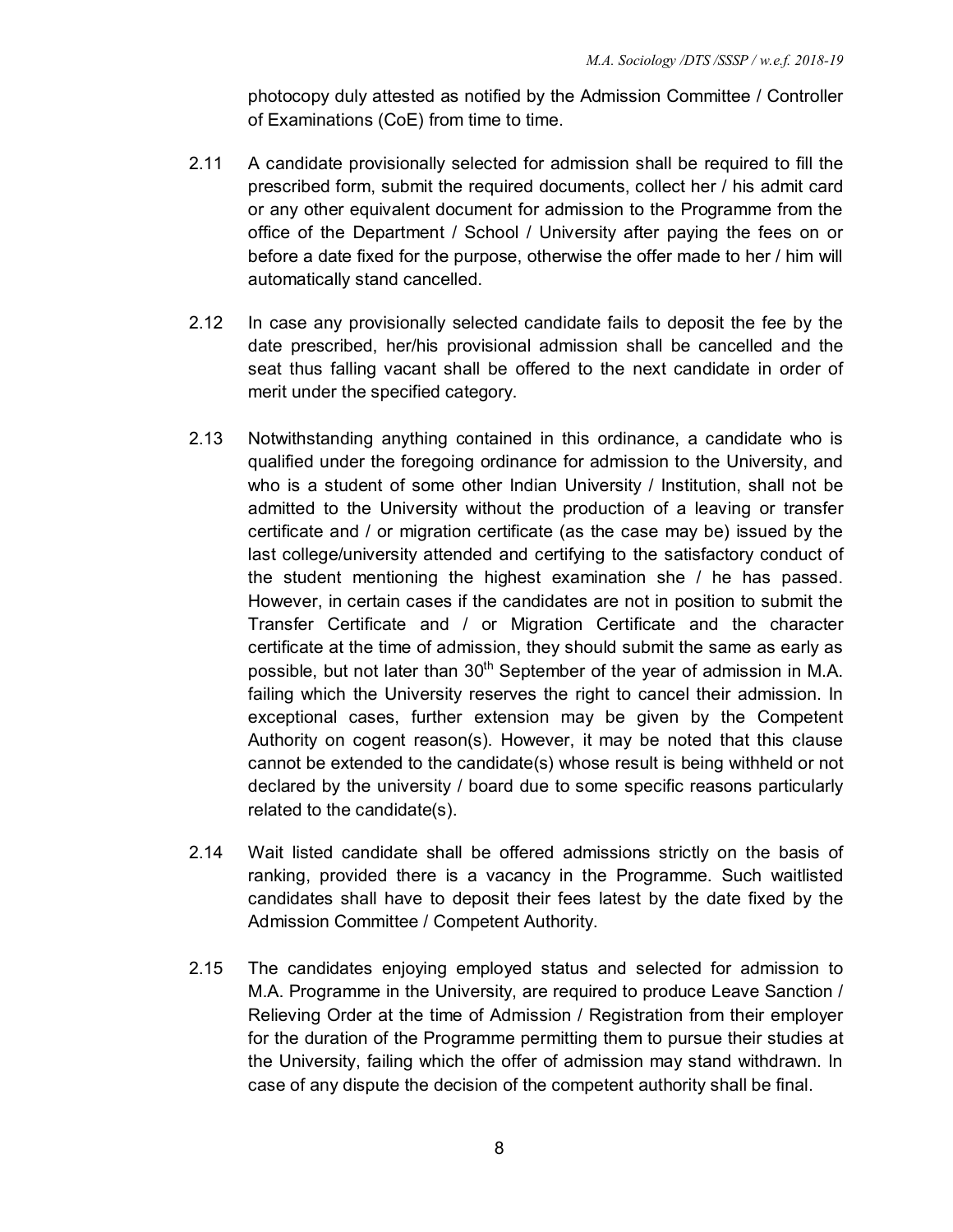photocopy duly attested as notified by the Admission Committee / Controller of Examinations (CoE) from time to time.

2.11 A candidate provisionally selected for admission shall be required to fill the prescribed form, submit the required documents, collect her / his admit card or any other equivalent document for admission to the Programme from the office of the Department / School / University after paying the fees on or before a date fixed for the purpose, otherwise the offer made to her / him will automatically stand cancelled.

2.12 In case any provisionally selected candidate fails to deposit the fee by the date prescribed, her/his provisional admission shall be cancelled and the seat thus falling vacant shall be offered to the next candidate in order of merit under the specified category.

2.13 Notwithstanding anything contained in this ordinance, a candidate who is qualified under the foregoing ordinance for admission to the University, and who is a student of some other Indian University / Institution, shall not be admitted to the University without the production of a leaving or transfer certificate and / or migration certificate (as the case may be) issued by the last college/university attended and certifying to the satisfactory conduct of the student mentioning the highest examination she / he has passed. However, in certain cases if the candidates are not in position to submit the Transfer Certificate and / or Migration Certificate and the character certificate at the time of admission, they should submit the same as early as possible, but not later than 30th September of the year of admission in M.A. failing which the University reserves the right to cancel their admission. In exceptional cases, further extension may be given by the Competent Authority on cogent reason(s). However, it may be noted that this clause cannot be extended to the candidate(s) whose result is being withheld or not declared by the university / board due to some specific reasons particularly related to the candidate(s).

2.14 Wait listed candidate shall be offered admissions strictly on the basis of ranking, provided there is a vacancy in the Programme. Such waitlisted candidates shall have to deposit their fees latest by the date fixed by the Admission Committee / Competent Authority.

2.15 The candidates enjoying employed status and selected for admission to M.A. Programme in the University, are required to produce Leave Sanction / Relieving Order at the time of Admission / Registration from their employer for the duration of the Programme permitting them to pursue their studies at the University, failing which the offer of admission may stand withdrawn. In case of any dispute the decision of the competent authority shall be final.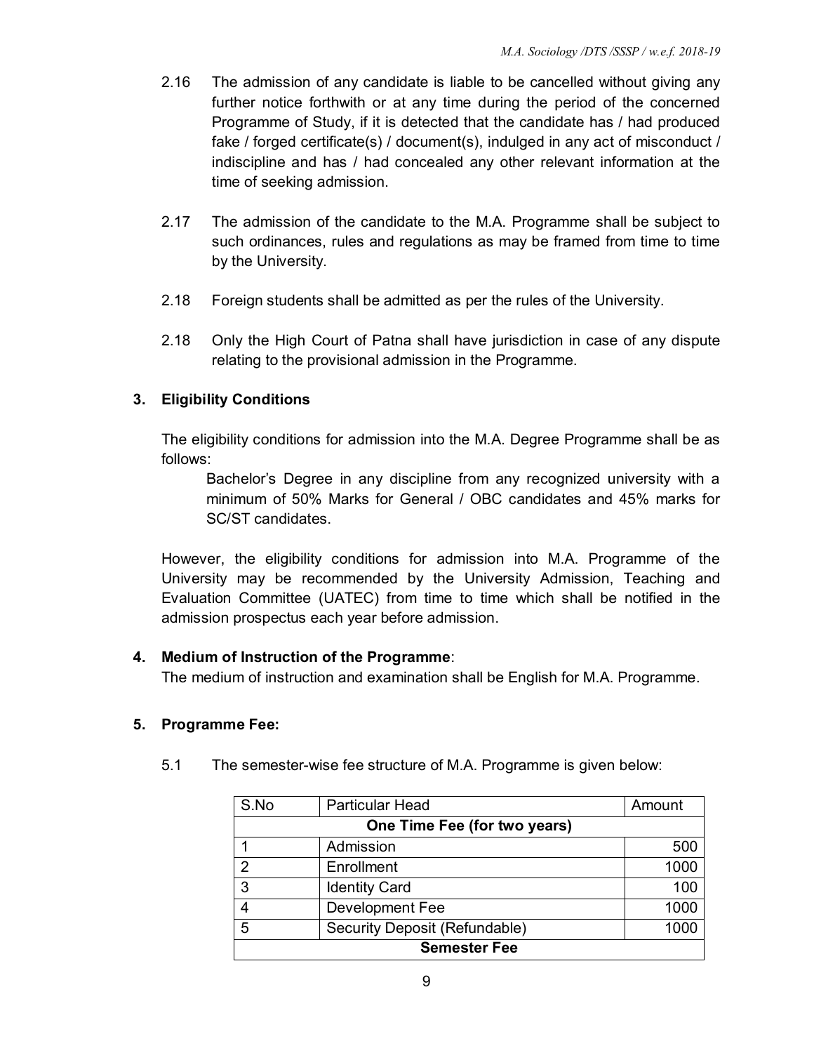2.16 The admission of any candidate is liable to be cancelled without giving any further notice forthwith or at any time during the period of the concerned Programme of Study, if it is detected that the candidate has / had produced fake / forged certificate(s) / document(s), indulged in any act of misconduct / indiscipline and has / had concealed any other relevant information at the time of seeking admission.

2.17 The admission of the candidate to the M.A. Programme shall be subject to such ordinances, rules and regulations as may be framed from time to time by the University.

2.18 Foreign students shall be admitted as per the rules of the University.

2.18 Only the High Court of Patna shall have jurisdiction in case of any dispute relating to the provisional admission in the Programme.

## 3. Eligibility Conditions

The eligibility conditions for admission into the M.A. Degree Programme shall be as follows:

> Bachelor's Degree in any discipline from any recognized university with a minimum of 50% Marks for General / OBC candidates and 45% marks for SC/ST candidates.

However, the eligibility conditions for admission into M.A. Programme of the University may be recommended by the University Admission, Teaching and Evaluation Committee (UATEC) from time to time which shall be notified in the admission prospectus each year before admission.

## 4. Medium of Instruction of the Programme:

The medium of instruction and examination shall be English for M.A. Programme.

## 5. Programme Fee:

5.1 The semester-wise fee structure of M.A. Programme is given below:

| S.No | Particular Head | Amount |
|---|---|---|
| **One Time Fee (for two years)** | | |
| 1 | Admission | 500 |
| 2 | Enrollment | 1000 |
| 3 | Identity Card | 100 |
| 4 | Development Fee | 1000 |
| 5 | Security Deposit (Refundable) | 1000 |
| **Semester Fee** | | |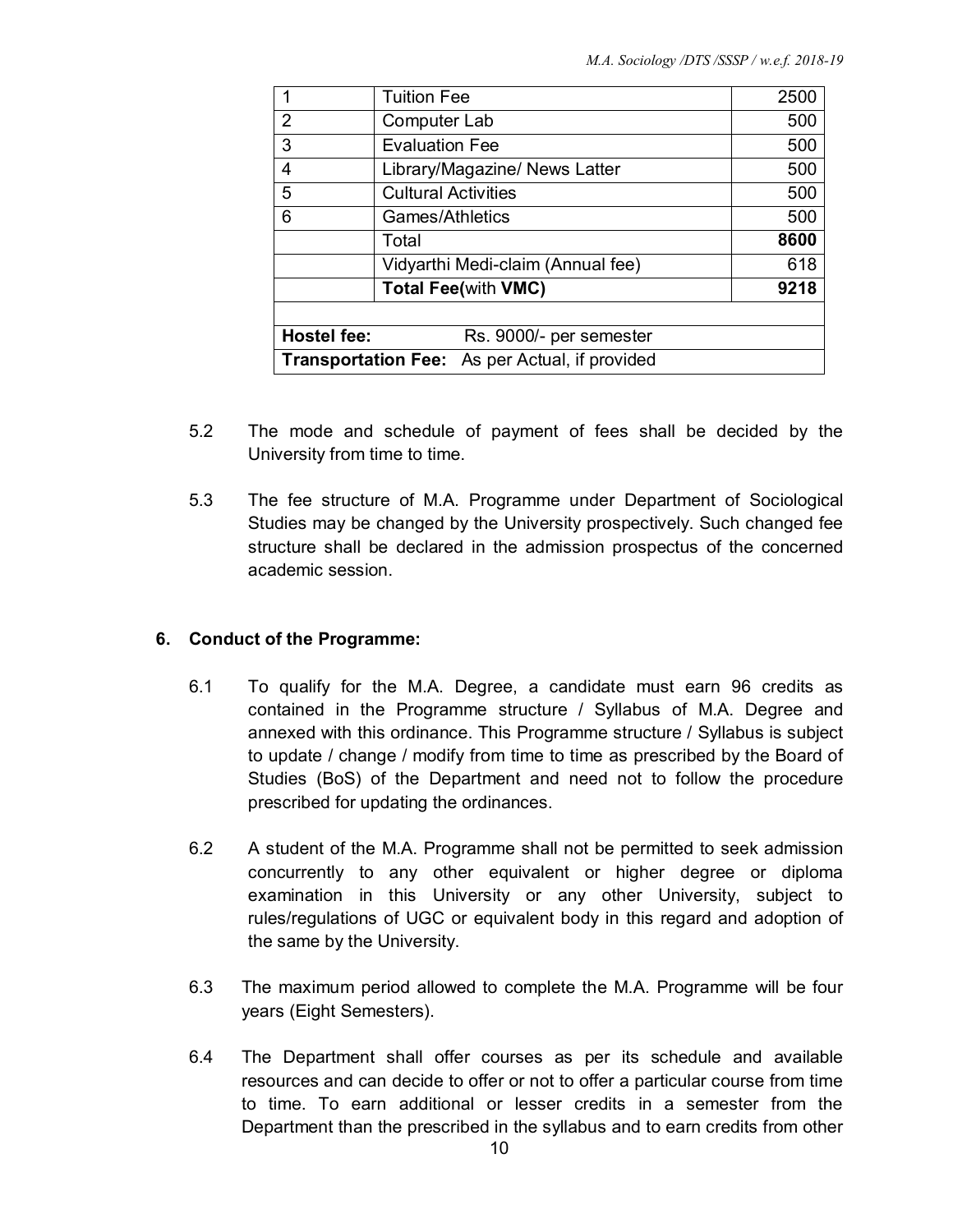| 1 | Tuition Fee | 2500 |
|---|---|---|
| 2 | Computer Lab | 500 |
| 3 | Evaluation Fee | 500 |
| 4 | Library/Magazine/ News Latter | 500 |
| 5 | Cultural Activities | 500 |
| 6 | Games/Athletics | 500 |
| | Total | **8600** |
| | Vidyarthi Medi-claim (Annual fee) | 618 |
| | **Total Fee(**with **VMC)** | **9218** |
| | | |
| **Hostel fee:** | Rs. 9000/- per semester | |
| **Transportation Fee:** | As per Actual, if provided | |

5.2 The mode and schedule of payment of fees shall be decided by the University from time to time.

5.3 The fee structure of M.A. Programme under Department of Sociological Studies may be changed by the University prospectively. Such changed fee structure shall be declared in the admission prospectus of the concerned academic session.

## 6. Conduct of the Programme:

6.1 To qualify for the M.A. Degree, a candidate must earn 96 credits as contained in the Programme structure / Syllabus of M.A. Degree and annexed with this ordinance. This Programme structure / Syllabus is subject to update / change / modify from time to time as prescribed by the Board of Studies (BoS) of the Department and need not to follow the procedure prescribed for updating the ordinances.

6.2 A student of the M.A. Programme shall not be permitted to seek admission concurrently to any other equivalent or higher degree or diploma examination in this University or any other University, subject to rules/regulations of UGC or equivalent body in this regard and adoption of the same by the University.

6.3 The maximum period allowed to complete the M.A. Programme will be four years (Eight Semesters).

6.4 The Department shall offer courses as per its schedule and available resources and can decide to offer or not to offer a particular course from time to time. To earn additional or lesser credits in a semester from the Department than the prescribed in the syllabus and to earn credits from other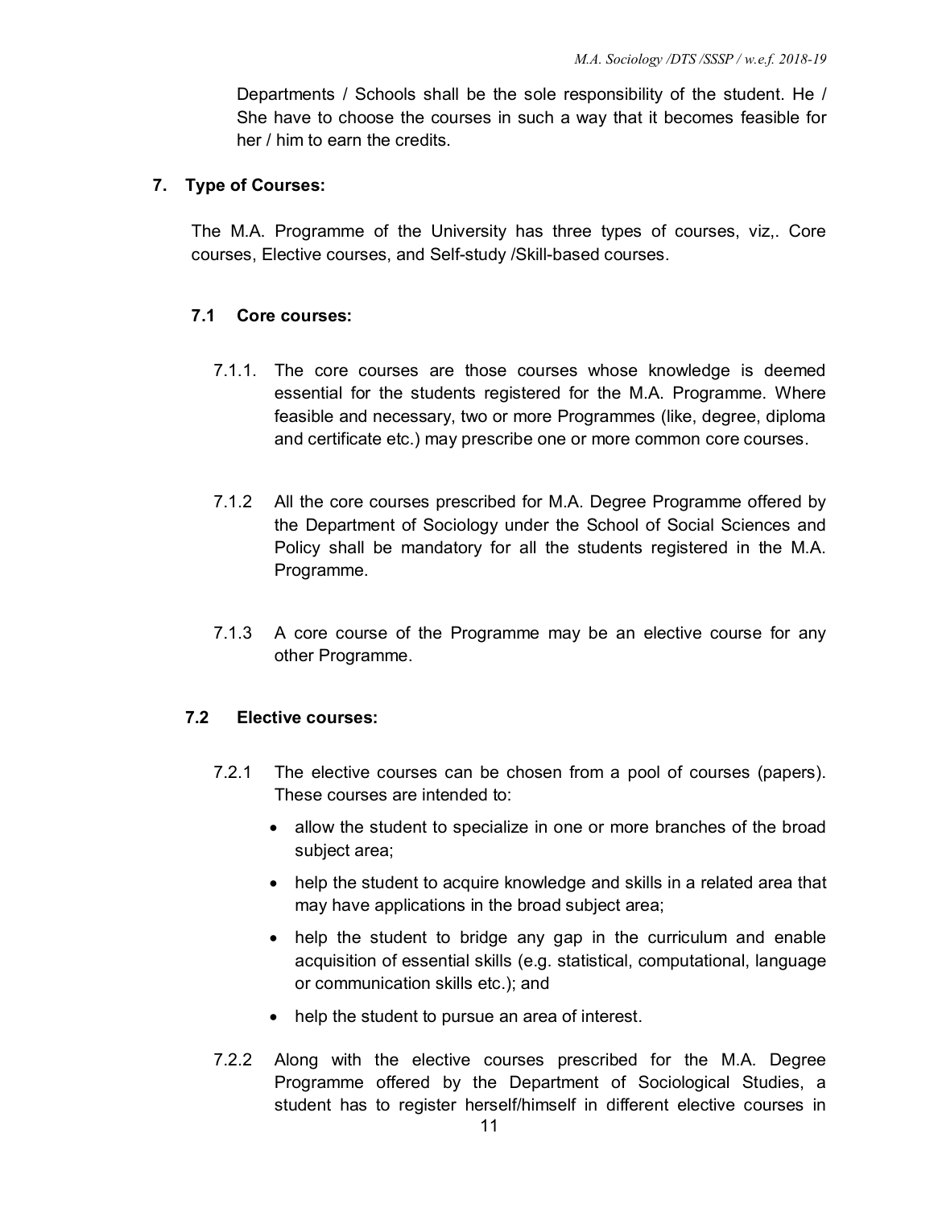Departments / Schools shall be the sole responsibility of the student. He / She have to choose the courses in such a way that it becomes feasible for her / him to earn the credits.

## 7. Type of Courses:

The M.A. Programme of the University has three types of courses, viz,. Core courses, Elective courses, and Self-study /Skill-based courses.

### 7.1 Core courses:

7.1.1. The core courses are those courses whose knowledge is deemed essential for the students registered for the M.A. Programme. Where feasible and necessary, two or more Programmes (like, degree, diploma and certificate etc.) may prescribe one or more common core courses.

7.1.2 All the core courses prescribed for M.A. Degree Programme offered by the Department of Sociology under the School of Social Sciences and Policy shall be mandatory for all the students registered in the M.A. Programme.

7.1.3 A core course of the Programme may be an elective course for any other Programme.

### 7.2 Elective courses:

7.2.1 The elective courses can be chosen from a pool of courses (papers). These courses are intended to:

- allow the student to specialize in one or more branches of the broad subject area;
- help the student to acquire knowledge and skills in a related area that may have applications in the broad subject area;
- help the student to bridge any gap in the curriculum and enable acquisition of essential skills (e.g. statistical, computational, language or communication skills etc.); and
- help the student to pursue an area of interest.

7.2.2 Along with the elective courses prescribed for the M.A. Degree Programme offered by the Department of Sociological Studies, a student has to register herself/himself in different elective courses in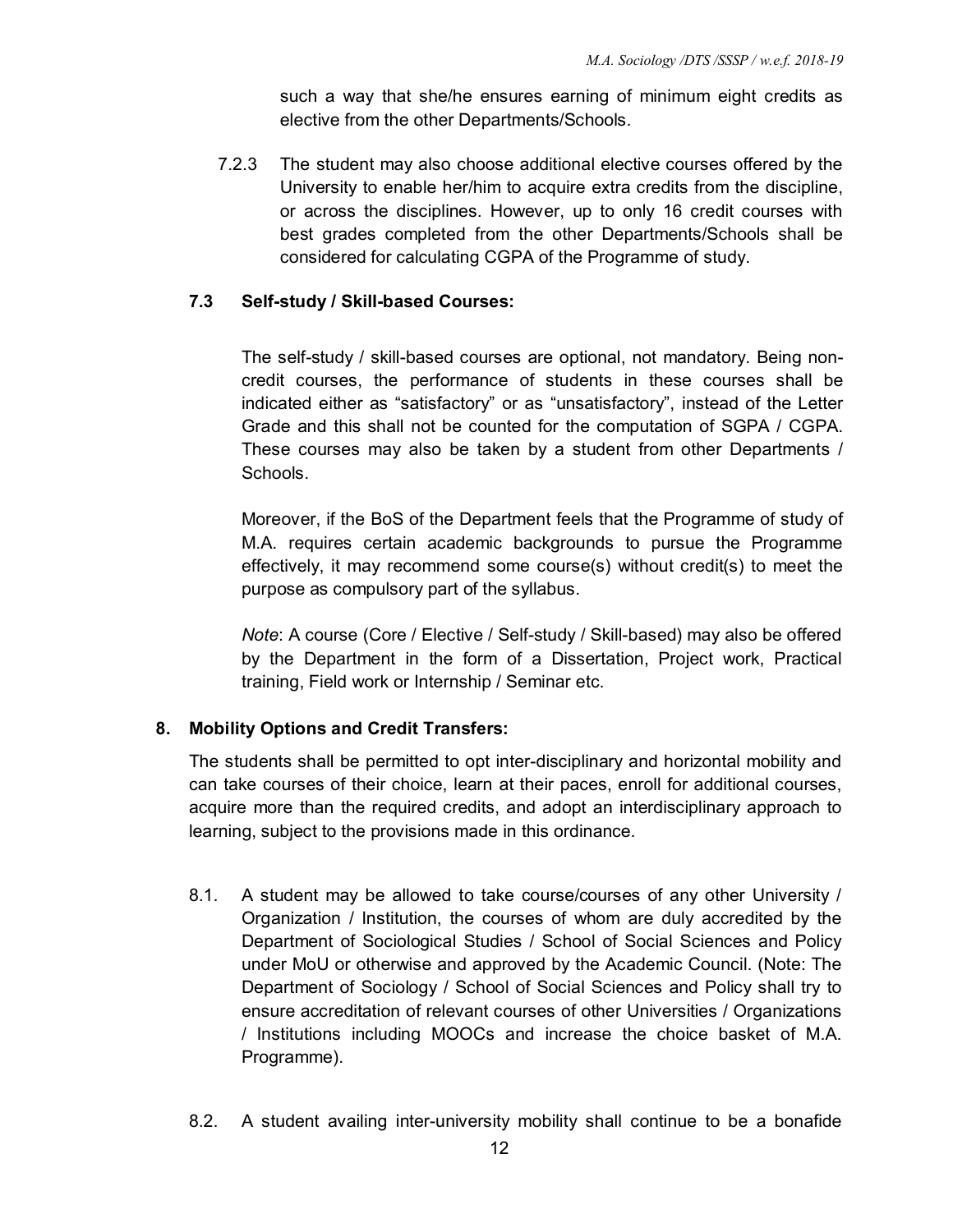such a way that she/he ensures earning of minimum eight credits as elective from the other Departments/Schools.

7.2.3 The student may also choose additional elective courses offered by the University to enable her/him to acquire extra credits from the discipline, or across the disciplines. However, up to only 16 credit courses with best grades completed from the other Departments/Schools shall be considered for calculating CGPA of the Programme of study.

### 7.3 Self-study / Skill-based Courses:

The self-study / skill-based courses are optional, not mandatory. Being non-credit courses, the performance of students in these courses shall be indicated either as "satisfactory" or as "unsatisfactory", instead of the Letter Grade and this shall not be counted for the computation of SGPA / CGPA. These courses may also be taken by a student from other Departments / Schools.

Moreover, if the BoS of the Department feels that the Programme of study of M.A. requires certain academic backgrounds to pursue the Programme effectively, it may recommend some course(s) without credit(s) to meet the purpose as compulsory part of the syllabus.

*Note*: A course (Core / Elective / Self-study / Skill-based) may also be offered by the Department in the form of a Dissertation, Project work, Practical training, Field work or Internship / Seminar etc.

## 8. Mobility Options and Credit Transfers:

The students shall be permitted to opt inter-disciplinary and horizontal mobility and can take courses of their choice, learn at their paces, enroll for additional courses, acquire more than the required credits, and adopt an interdisciplinary approach to learning, subject to the provisions made in this ordinance.

8.1. A student may be allowed to take course/courses of any other University / Organization / Institution, the courses of whom are duly accredited by the Department of Sociological Studies / School of Social Sciences and Policy under MoU or otherwise and approved by the Academic Council. (Note: The Department of Sociology / School of Social Sciences and Policy shall try to ensure accreditation of relevant courses of other Universities / Organizations / Institutions including MOOCs and increase the choice basket of M.A. Programme).

8.2. A student availing inter-university mobility shall continue to be a bonafide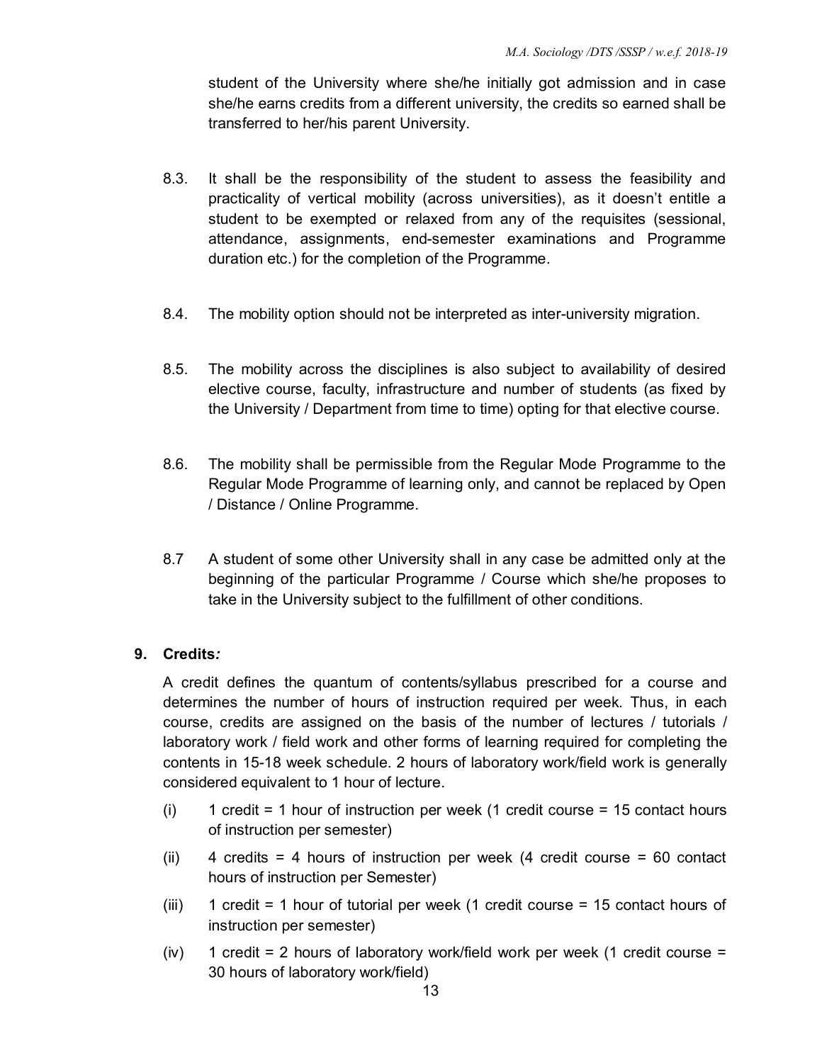student of the University where she/he initially got admission and in case she/he earns credits from a different university, the credits so earned shall be transferred to her/his parent University.

8.3. It shall be the responsibility of the student to assess the feasibility and practicality of vertical mobility (across universities), as it doesn't entitle a student to be exempted or relaxed from any of the requisites (sessional, attendance, assignments, end-semester examinations and Programme duration etc.) for the completion of the Programme.

8.4. The mobility option should not be interpreted as inter-university migration.

8.5. The mobility across the disciplines is also subject to availability of desired elective course, faculty, infrastructure and number of students (as fixed by the University / Department from time to time) opting for that elective course.

8.6. The mobility shall be permissible from the Regular Mode Programme to the Regular Mode Programme of learning only, and cannot be replaced by Open / Distance / Online Programme.

8.7 A student of some other University shall in any case be admitted only at the beginning of the particular Programme / Course which she/he proposes to take in the University subject to the fulfillment of other conditions.

## 9. Credits*:*

A credit defines the quantum of contents/syllabus prescribed for a course and determines the number of hours of instruction required per week. Thus, in each course, credits are assigned on the basis of the number of lectures / tutorials / laboratory work / field work and other forms of learning required for completing the contents in 15-18 week schedule. 2 hours of laboratory work/field work is generally considered equivalent to 1 hour of lecture.

(i) 1 credit = 1 hour of instruction per week (1 credit course = 15 contact hours of instruction per semester)

(ii) 4 credits = 4 hours of instruction per week (4 credit course = 60 contact hours of instruction per Semester)

(iii) 1 credit = 1 hour of tutorial per week (1 credit course = 15 contact hours of instruction per semester)

(iv) 1 credit = 2 hours of laboratory work/field work per week (1 credit course = 30 hours of laboratory work/field)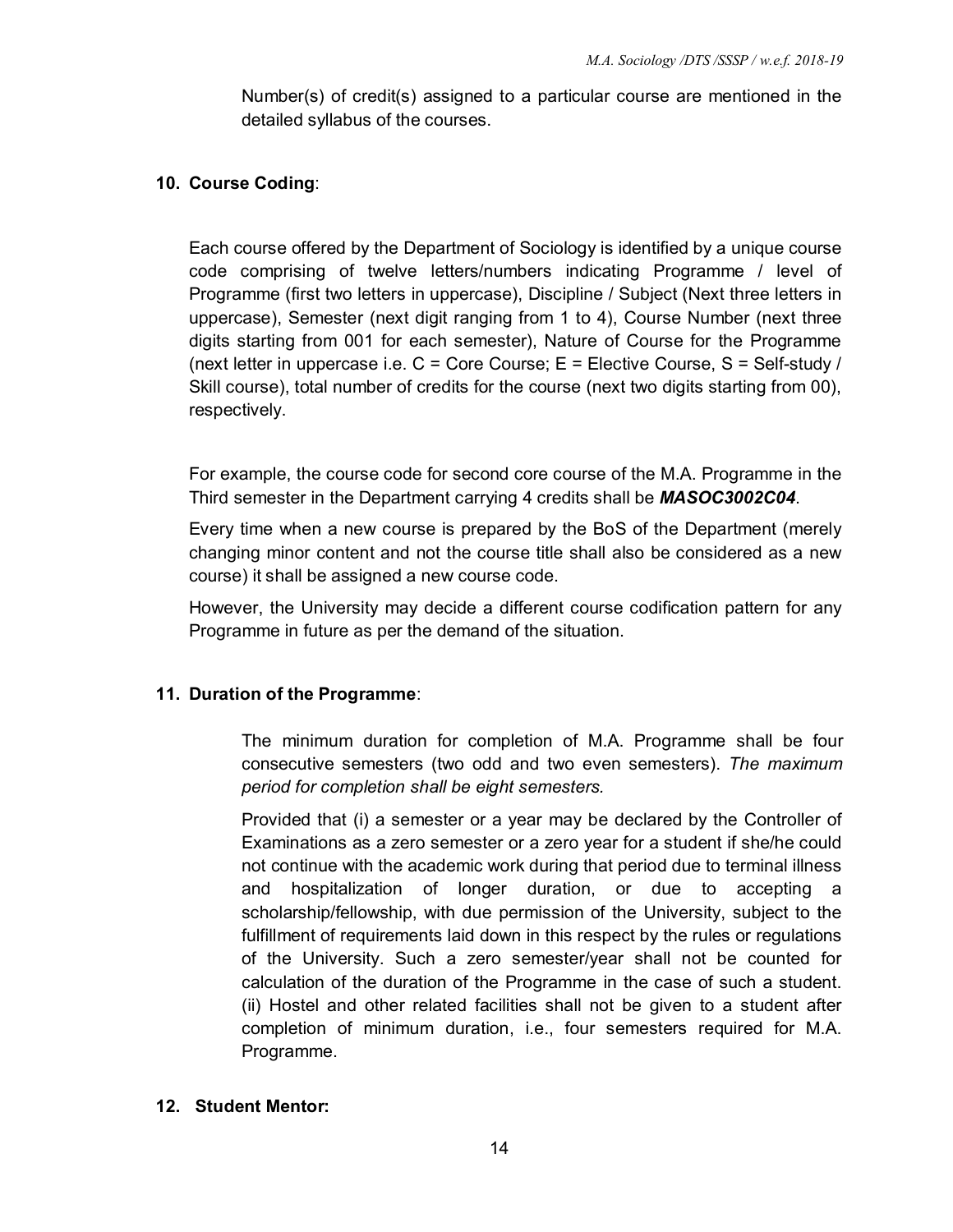Number(s) of credit(s) assigned to a particular course are mentioned in the detailed syllabus of the courses.

## 10. Course Coding:

Each course offered by the Department of Sociology is identified by a unique course code comprising of twelve letters/numbers indicating Programme / level of Programme (first two letters in uppercase), Discipline / Subject (Next three letters in uppercase), Semester (next digit ranging from 1 to 4), Course Number (next three digits starting from 001 for each semester), Nature of Course for the Programme (next letter in uppercase i.e. C = Core Course; E = Elective Course, S = Self-study / Skill course), total number of credits for the course (next two digits starting from 00), respectively.

For example, the course code for second core course of the M.A. Programme in the Third semester in the Department carrying 4 credits shall be ***MASOC3002C04***.

Every time when a new course is prepared by the BoS of the Department (merely changing minor content and not the course title shall also be considered as a new course) it shall be assigned a new course code.

However, the University may decide a different course codification pattern for any Programme in future as per the demand of the situation.

## 11. Duration of the Programme:

The minimum duration for completion of M.A. Programme shall be four consecutive semesters (two odd and two even semesters). *The maximum period for completion shall be eight semesters.*

Provided that (i) a semester or a year may be declared by the Controller of Examinations as a zero semester or a zero year for a student if she/he could not continue with the academic work during that period due to terminal illness and hospitalization of longer duration, or due to accepting a scholarship/fellowship, with due permission of the University, subject to the fulfillment of requirements laid down in this respect by the rules or regulations of the University. Such a zero semester/year shall not be counted for calculation of the duration of the Programme in the case of such a student. (ii) Hostel and other related facilities shall not be given to a student after completion of minimum duration, i.e., four semesters required for M.A. Programme.

## 12. Student Mentor: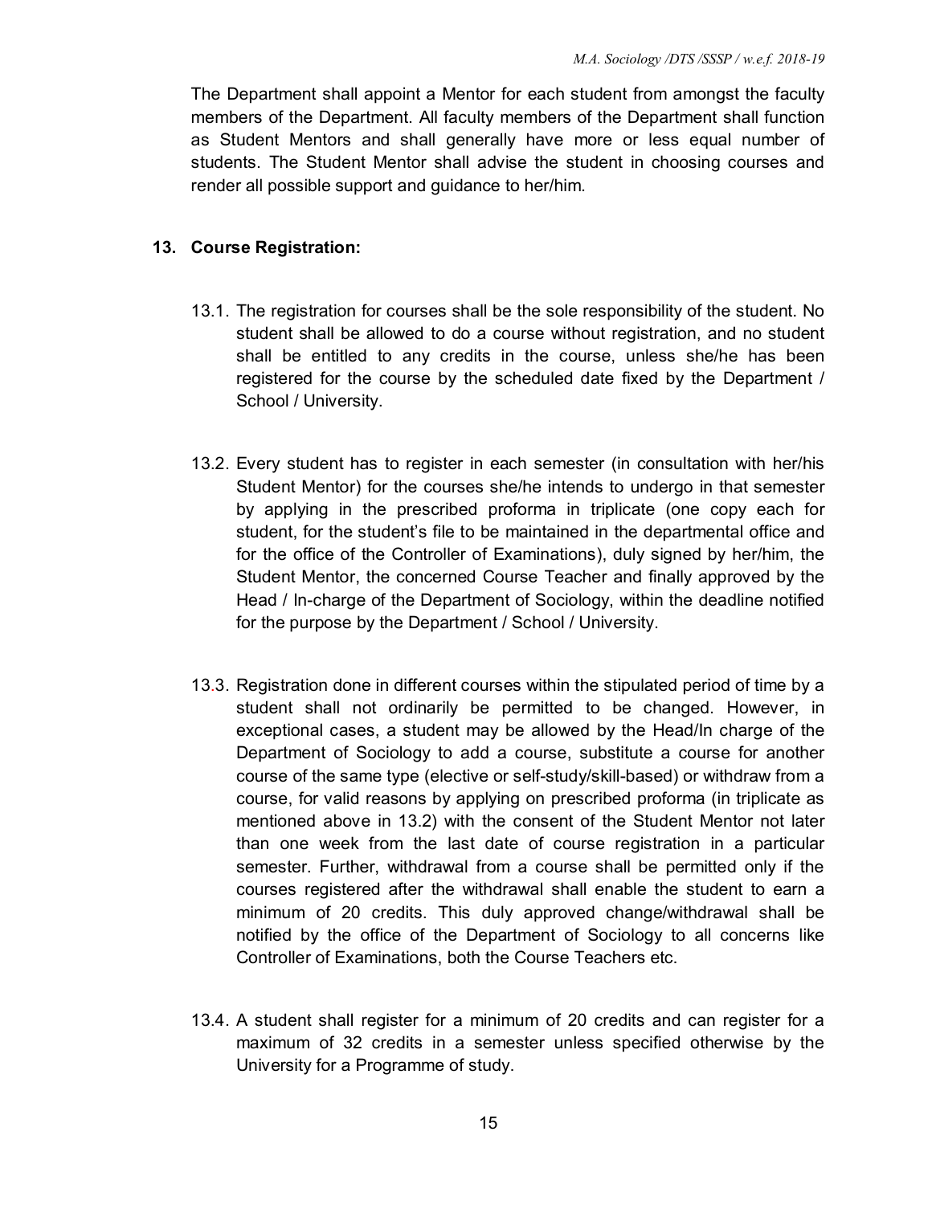The Department shall appoint a Mentor for each student from amongst the faculty members of the Department. All faculty members of the Department shall function as Student Mentors and shall generally have more or less equal number of students. The Student Mentor shall advise the student in choosing courses and render all possible support and guidance to her/him.

## 13. Course Registration:

13.1. The registration for courses shall be the sole responsibility of the student. No student shall be allowed to do a course without registration, and no student shall be entitled to any credits in the course, unless she/he has been registered for the course by the scheduled date fixed by the Department / School / University.

13.2. Every student has to register in each semester (in consultation with her/his Student Mentor) for the courses she/he intends to undergo in that semester by applying in the prescribed proforma in triplicate (one copy each for student, for the student's file to be maintained in the departmental office and for the office of the Controller of Examinations), duly signed by her/him, the Student Mentor, the concerned Course Teacher and finally approved by the Head / In-charge of the Department of Sociology, within the deadline notified for the purpose by the Department / School / University.

13.3. Registration done in different courses within the stipulated period of time by a student shall not ordinarily be permitted to be changed. However, in exceptional cases, a student may be allowed by the Head/In charge of the Department of Sociology to add a course, substitute a course for another course of the same type (elective or self-study/skill-based) or withdraw from a course, for valid reasons by applying on prescribed proforma (in triplicate as mentioned above in 13.2) with the consent of the Student Mentor not later than one week from the last date of course registration in a particular semester. Further, withdrawal from a course shall be permitted only if the courses registered after the withdrawal shall enable the student to earn a minimum of 20 credits. This duly approved change/withdrawal shall be notified by the office of the Department of Sociology to all concerns like Controller of Examinations, both the Course Teachers etc.

13.4. A student shall register for a minimum of 20 credits and can register for a maximum of 32 credits in a semester unless specified otherwise by the University for a Programme of study.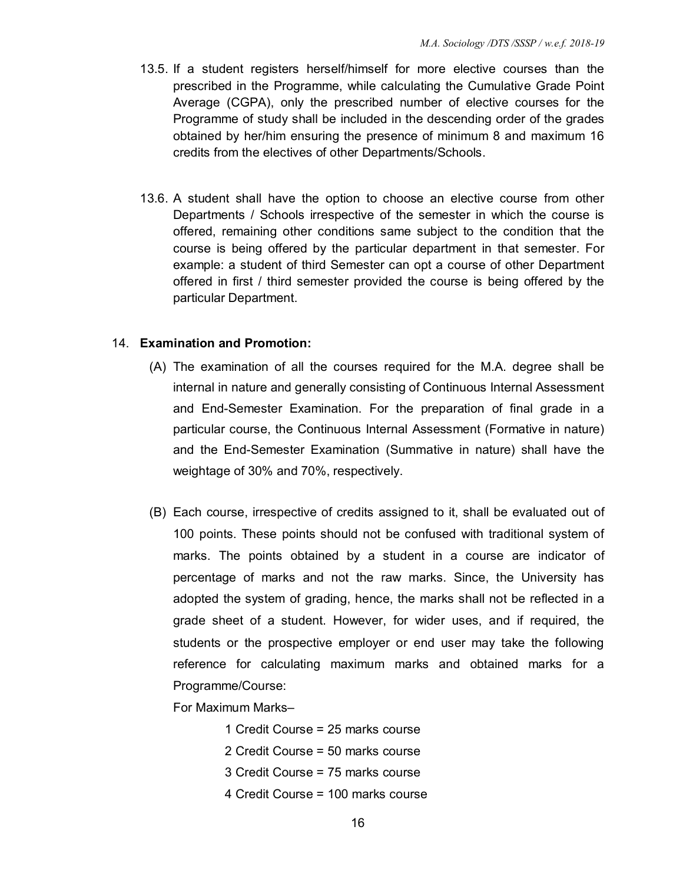13.5. If a student registers herself/himself for more elective courses than the prescribed in the Programme, while calculating the Cumulative Grade Point Average (CGPA), only the prescribed number of elective courses for the Programme of study shall be included in the descending order of the grades obtained by her/him ensuring the presence of minimum 8 and maximum 16 credits from the electives of other Departments/Schools.

13.6. A student shall have the option to choose an elective course from other Departments / Schools irrespective of the semester in which the course is offered, remaining other conditions same subject to the condition that the course is being offered by the particular department in that semester. For example: a student of third Semester can opt a course of other Department offered in first / third semester provided the course is being offered by the particular Department.

14. **Examination and Promotion:**

(A) The examination of all the courses required for the M.A. degree shall be internal in nature and generally consisting of Continuous Internal Assessment and End-Semester Examination. For the preparation of final grade in a particular course, the Continuous Internal Assessment (Formative in nature) and the End-Semester Examination (Summative in nature) shall have the weightage of 30% and 70%, respectively.

(B) Each course, irrespective of credits assigned to it, shall be evaluated out of 100 points. These points should not be confused with traditional system of marks. The points obtained by a student in a course are indicator of percentage of marks and not the raw marks. Since, the University has adopted the system of grading, hence, the marks shall not be reflected in a grade sheet of a student. However, for wider uses, and if required, the students or the prospective employer or end user may take the following reference for calculating maximum marks and obtained marks for a Programme/Course:

For Maximum Marks–

1 Credit Course = 25 marks course

2 Credit Course = 50 marks course

3 Credit Course = 75 marks course

4 Credit Course = 100 marks course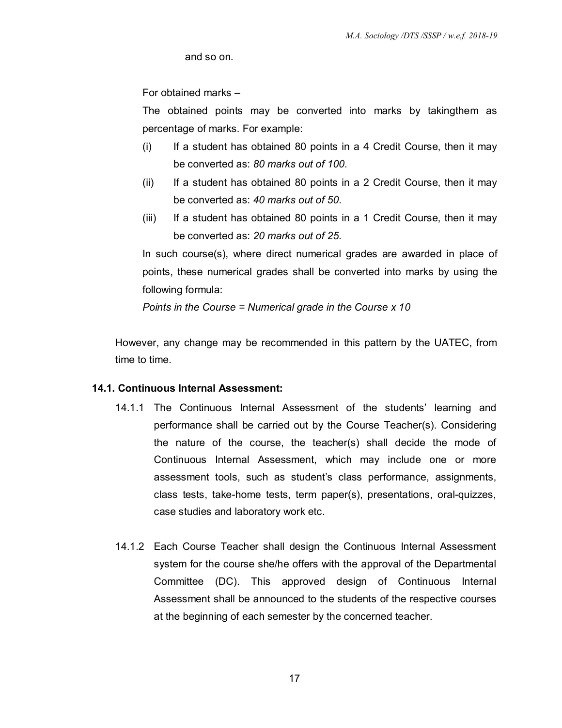and so on.

For obtained marks –

The obtained points may be converted into marks by takingthem as percentage of marks. For example:

(i) If a student has obtained 80 points in a 4 Credit Course, then it may be converted as: *80 marks out of 100*.

(ii) If a student has obtained 80 points in a 2 Credit Course, then it may be converted as: *40 marks out of 50*.

(iii) If a student has obtained 80 points in a 1 Credit Course, then it may be converted as: *20 marks out of 25*.

In such course(s), where direct numerical grades are awarded in place of points, these numerical grades shall be converted into marks by using the following formula:

*Points in the Course = Numerical grade in the Course x 10*

However, any change may be recommended in this pattern by the UATEC, from time to time.

### 14.1. Continuous Internal Assessment:

14.1.1 The Continuous Internal Assessment of the students' learning and performance shall be carried out by the Course Teacher(s). Considering the nature of the course, the teacher(s) shall decide the mode of Continuous Internal Assessment, which may include one or more assessment tools, such as student's class performance, assignments, class tests, take-home tests, term paper(s), presentations, oral-quizzes, case studies and laboratory work etc.

14.1.2 Each Course Teacher shall design the Continuous Internal Assessment system for the course she/he offers with the approval of the Departmental Committee (DC). This approved design of Continuous Internal Assessment shall be announced to the students of the respective courses at the beginning of each semester by the concerned teacher.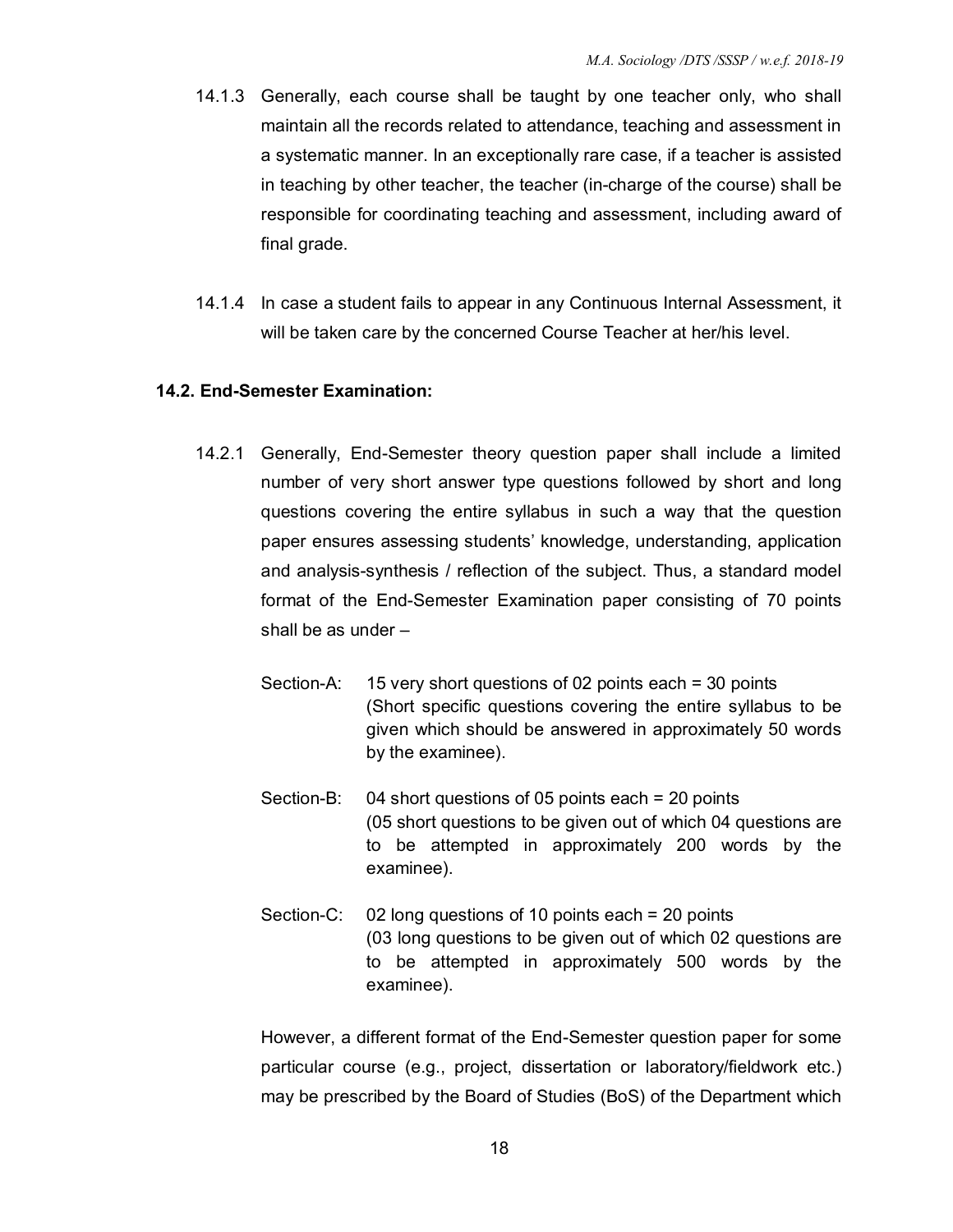14.1.3 Generally, each course shall be taught by one teacher only, who shall maintain all the records related to attendance, teaching and assessment in a systematic manner. In an exceptionally rare case, if a teacher is assisted in teaching by other teacher, the teacher (in-charge of the course) shall be responsible for coordinating teaching and assessment, including award of final grade.

14.1.4 In case a student fails to appear in any Continuous Internal Assessment, it will be taken care by the concerned Course Teacher at her/his level.

### 14.2. End-Semester Examination:

14.2.1 Generally, End-Semester theory question paper shall include a limited number of very short answer type questions followed by short and long questions covering the entire syllabus in such a way that the question paper ensures assessing students' knowledge, understanding, application and analysis-synthesis / reflection of the subject. Thus, a standard model format of the End-Semester Examination paper consisting of 70 points shall be as under –

Section-A: 15 very short questions of 02 points each = 30 points
(Short specific questions covering the entire syllabus to be given which should be answered in approximately 50 words by the examinee).

Section-B: 04 short questions of 05 points each = 20 points
(05 short questions to be given out of which 04 questions are to be attempted in approximately 200 words by the examinee).

Section-C: 02 long questions of 10 points each = 20 points
(03 long questions to be given out of which 02 questions are to be attempted in approximately 500 words by the examinee).

However, a different format of the End-Semester question paper for some particular course (e.g., project, dissertation or laboratory/fieldwork etc.) may be prescribed by the Board of Studies (BoS) of the Department which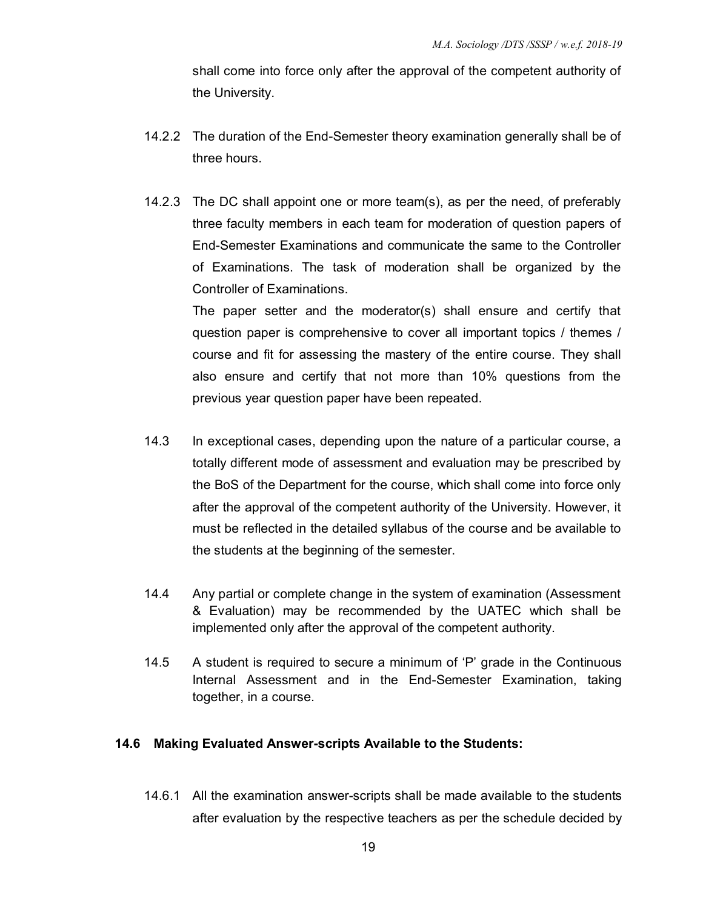shall come into force only after the approval of the competent authority of the University.

14.2.2 The duration of the End-Semester theory examination generally shall be of three hours.

14.2.3 The DC shall appoint one or more team(s), as per the need, of preferably three faculty members in each team for moderation of question papers of End-Semester Examinations and communicate the same to the Controller of Examinations. The task of moderation shall be organized by the Controller of Examinations.

The paper setter and the moderator(s) shall ensure and certify that question paper is comprehensive to cover all important topics / themes / course and fit for assessing the mastery of the entire course. They shall also ensure and certify that not more than 10% questions from the previous year question paper have been repeated.

14.3 In exceptional cases, depending upon the nature of a particular course, a totally different mode of assessment and evaluation may be prescribed by the BoS of the Department for the course, which shall come into force only after the approval of the competent authority of the University. However, it must be reflected in the detailed syllabus of the course and be available to the students at the beginning of the semester.

14.4 Any partial or complete change in the system of examination (Assessment & Evaluation) may be recommended by the UATEC which shall be implemented only after the approval of the competent authority.

14.5 A student is required to secure a minimum of 'P' grade in the Continuous Internal Assessment and in the End-Semester Examination, taking together, in a course.

### 14.6 Making Evaluated Answer-scripts Available to the Students:

14.6.1 All the examination answer-scripts shall be made available to the students after evaluation by the respective teachers as per the schedule decided by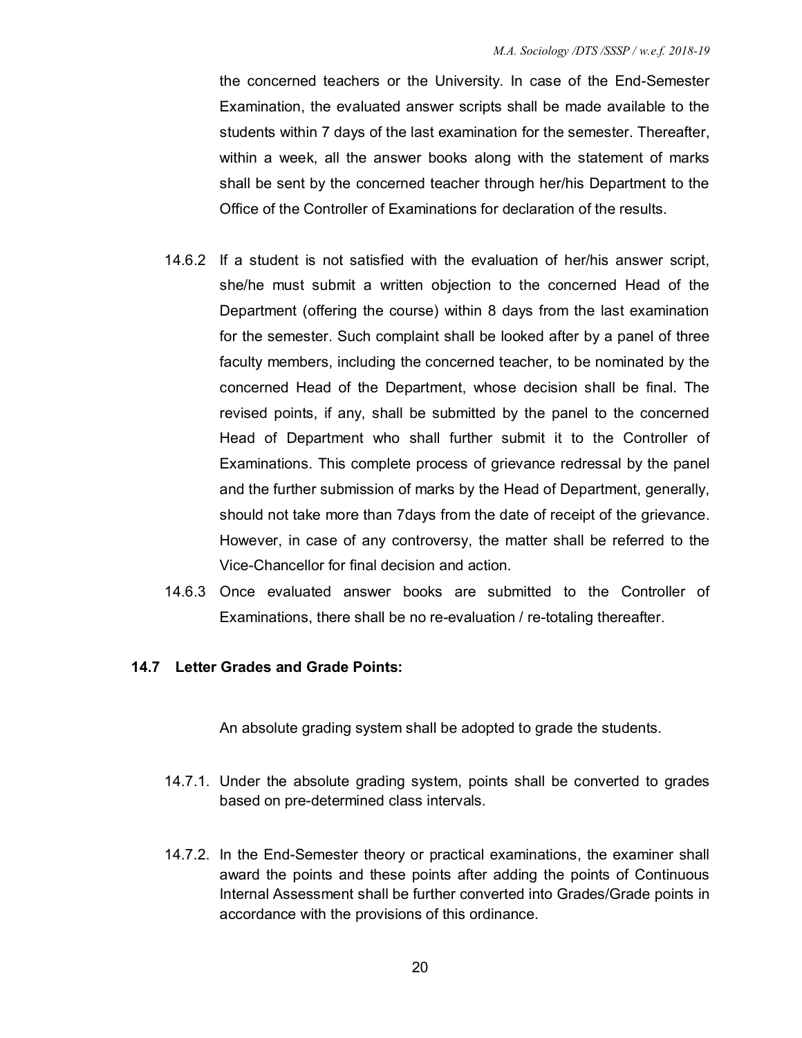the concerned teachers or the University. In case of the End-Semester Examination, the evaluated answer scripts shall be made available to the students within 7 days of the last examination for the semester. Thereafter, within a week, all the answer books along with the statement of marks shall be sent by the concerned teacher through her/his Department to the Office of the Controller of Examinations for declaration of the results.

14.6.2 If a student is not satisfied with the evaluation of her/his answer script, she/he must submit a written objection to the concerned Head of the Department (offering the course) within 8 days from the last examination for the semester. Such complaint shall be looked after by a panel of three faculty members, including the concerned teacher, to be nominated by the concerned Head of the Department, whose decision shall be final. The revised points, if any, shall be submitted by the panel to the concerned Head of Department who shall further submit it to the Controller of Examinations. This complete process of grievance redressal by the panel and the further submission of marks by the Head of Department, generally, should not take more than 7days from the date of receipt of the grievance. However, in case of any controversy, the matter shall be referred to the Vice-Chancellor for final decision and action.

14.6.3 Once evaluated answer books are submitted to the Controller of Examinations, there shall be no re-evaluation / re-totaling thereafter.

**14.7 Letter Grades and Grade Points:**

An absolute grading system shall be adopted to grade the students.

14.7.1. Under the absolute grading system, points shall be converted to grades based on pre-determined class intervals.

14.7.2. In the End-Semester theory or practical examinations, the examiner shall award the points and these points after adding the points of Continuous Internal Assessment shall be further converted into Grades/Grade points in accordance with the provisions of this ordinance.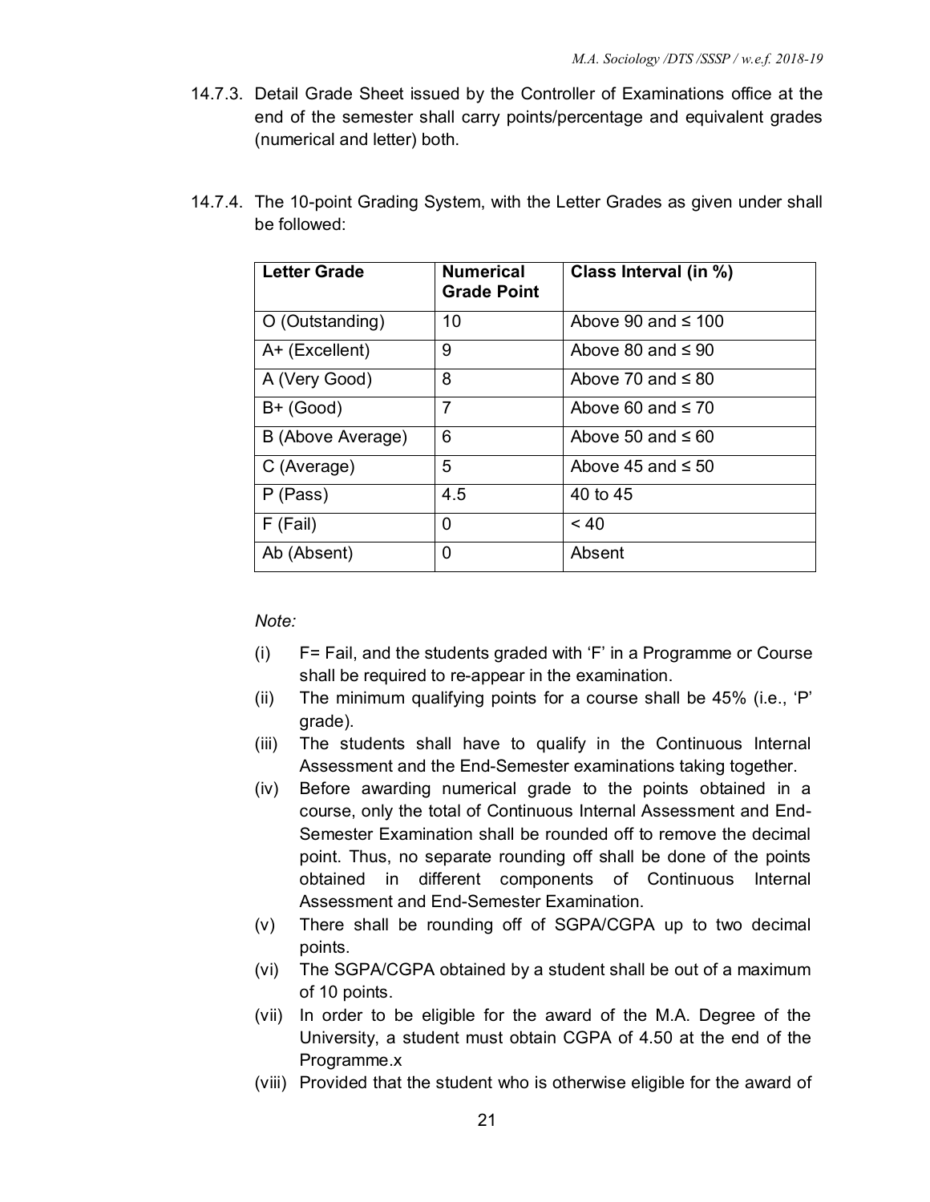14.7.3. Detail Grade Sheet issued by the Controller of Examinations office at the end of the semester shall carry points/percentage and equivalent grades (numerical and letter) both.

14.7.4. The 10-point Grading System, with the Letter Grades as given under shall be followed:

| Letter Grade | Numerical Grade Point | Class Interval (in %) |
|---|---|---|
| O (Outstanding) | 10 | Above 90 and ≤ 100 |
| A+ (Excellent) | 9 | Above 80 and ≤ 90 |
| A (Very Good) | 8 | Above 70 and ≤ 80 |
| B+ (Good) | 7 | Above 60 and ≤ 70 |
| B (Above Average) | 6 | Above 50 and ≤ 60 |
| C (Average) | 5 | Above 45 and ≤ 50 |
| P (Pass) | 4.5 | 40 to 45 |
| F (Fail) | 0 | < 40 |
| Ab (Absent) | 0 | Absent |

*Note:*

(i) F= Fail, and the students graded with 'F' in a Programme or Course shall be required to re-appear in the examination.

(ii) The minimum qualifying points for a course shall be 45% (i.e., 'P' grade).

(iii) The students shall have to qualify in the Continuous Internal Assessment and the End-Semester examinations taking together.

(iv) Before awarding numerical grade to the points obtained in a course, only the total of Continuous Internal Assessment and End-Semester Examination shall be rounded off to remove the decimal point. Thus, no separate rounding off shall be done of the points obtained in different components of Continuous Internal Assessment and End-Semester Examination.

(v) There shall be rounding off of SGPA/CGPA up to two decimal points.

(vi) The SGPA/CGPA obtained by a student shall be out of a maximum of 10 points.

(vii) In order to be eligible for the award of the M.A. Degree of the University, a student must obtain CGPA of 4.50 at the end of the Programme.x

(viii) Provided that the student who is otherwise eligible for the award of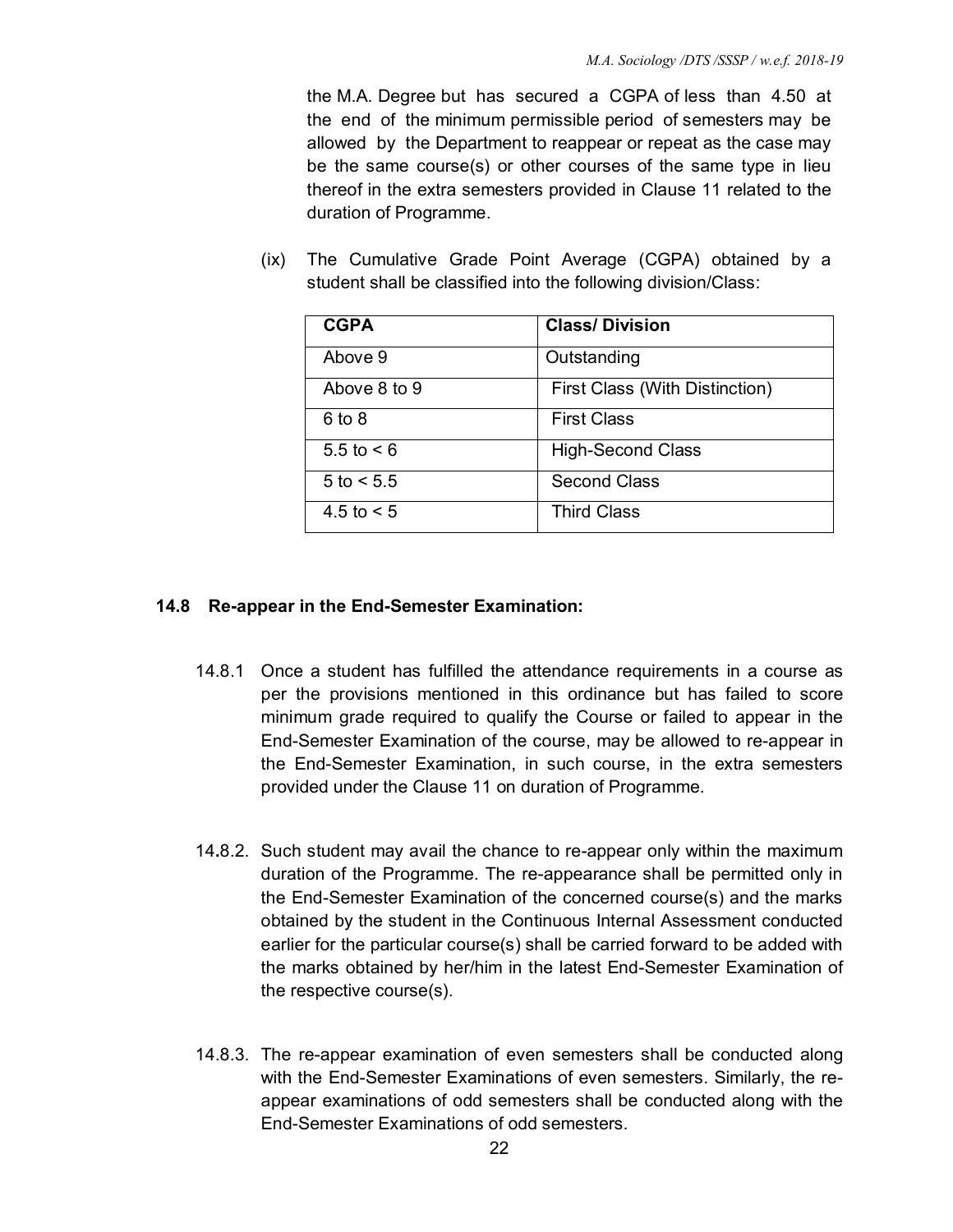the M.A. Degree but has secured a CGPA of less than 4.50 at the end of the minimum permissible period of semesters may be allowed by the Department to reappear or repeat as the case may be the same course(s) or other courses of the same type in lieu thereof in the extra semesters provided in Clause 11 related to the duration of Programme.

(ix) The Cumulative Grade Point Average (CGPA) obtained by a student shall be classified into the following division/Class:

| CGPA | Class/ Division |
|---|---|
| Above 9 | Outstanding |
| Above 8 to 9 | First Class (With Distinction) |
| 6 to 8 | First Class |
| 5.5 to < 6 | High-Second Class |
| 5 to < 5.5 | Second Class |
| 4.5 to < 5 | Third Class |

### 14.8 Re-appear in the End-Semester Examination:

14.8.1 Once a student has fulfilled the attendance requirements in a course as per the provisions mentioned in this ordinance but has failed to score minimum grade required to qualify the Course or failed to appear in the End-Semester Examination of the course, may be allowed to re-appear in the End-Semester Examination, in such course, in the extra semesters provided under the Clause 11 on duration of Programme.

14.8.2. Such student may avail the chance to re-appear only within the maximum duration of the Programme. The re-appearance shall be permitted only in the End-Semester Examination of the concerned course(s) and the marks obtained by the student in the Continuous Internal Assessment conducted earlier for the particular course(s) shall be carried forward to be added with the marks obtained by her/him in the latest End-Semester Examination of the respective course(s).

14.8.3. The re-appear examination of even semesters shall be conducted along with the End-Semester Examinations of even semesters. Similarly, the re-appear examinations of odd semesters shall be conducted along with the End-Semester Examinations of odd semesters.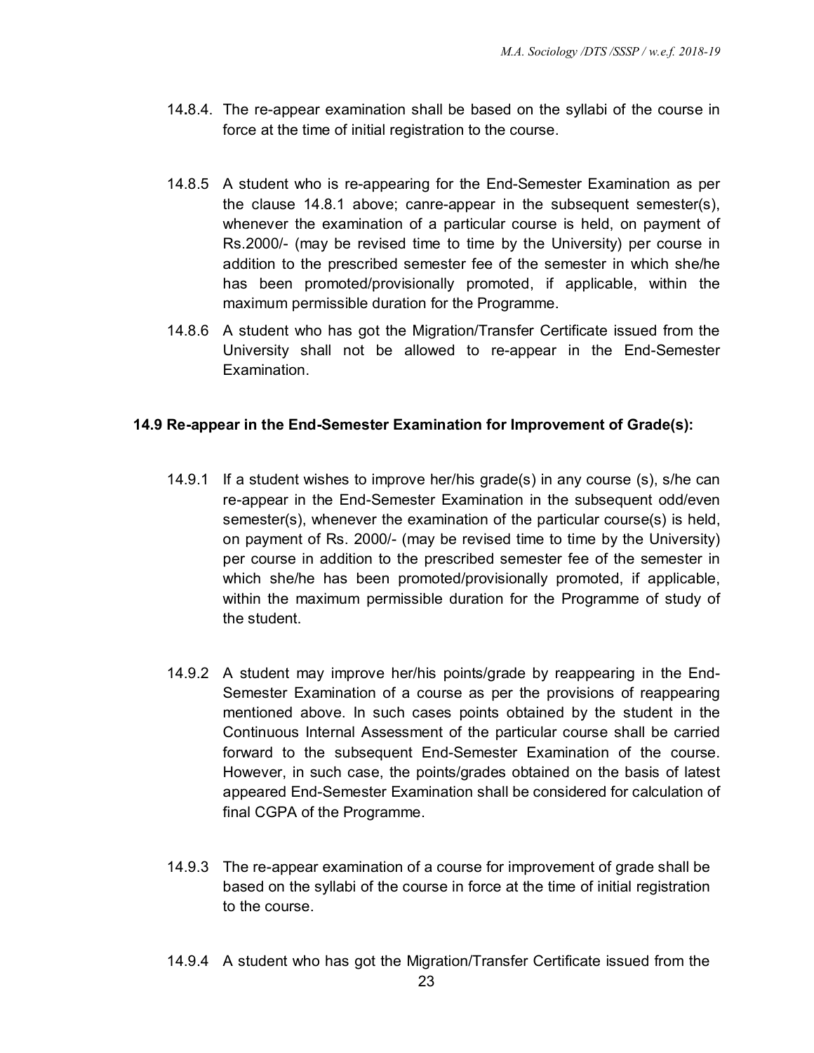14.8.4. The re-appear examination shall be based on the syllabi of the course in force at the time of initial registration to the course.

14.8.5 A student who is re-appearing for the End-Semester Examination as per the clause 14.8.1 above; canre-appear in the subsequent semester(s), whenever the examination of a particular course is held, on payment of Rs.2000/- (may be revised time to time by the University) per course in addition to the prescribed semester fee of the semester in which she/he has been promoted/provisionally promoted, if applicable, within the maximum permissible duration for the Programme.

14.8.6 A student who has got the Migration/Transfer Certificate issued from the University shall not be allowed to re-appear in the End-Semester Examination.

**14.9 Re-appear in the End-Semester Examination for Improvement of Grade(s):**

14.9.1 If a student wishes to improve her/his grade(s) in any course (s), s/he can re-appear in the End-Semester Examination in the subsequent odd/even semester(s), whenever the examination of the particular course(s) is held, on payment of Rs. 2000/- (may be revised time to time by the University) per course in addition to the prescribed semester fee of the semester in which she/he has been promoted/provisionally promoted, if applicable, within the maximum permissible duration for the Programme of study of the student.

14.9.2 A student may improve her/his points/grade by reappearing in the End-Semester Examination of a course as per the provisions of reappearing mentioned above. In such cases points obtained by the student in the Continuous Internal Assessment of the particular course shall be carried forward to the subsequent End-Semester Examination of the course. However, in such case, the points/grades obtained on the basis of latest appeared End-Semester Examination shall be considered for calculation of final CGPA of the Programme.

14.9.3 The re-appear examination of a course for improvement of grade shall be based on the syllabi of the course in force at the time of initial registration to the course.

14.9.4 A student who has got the Migration/Transfer Certificate issued from the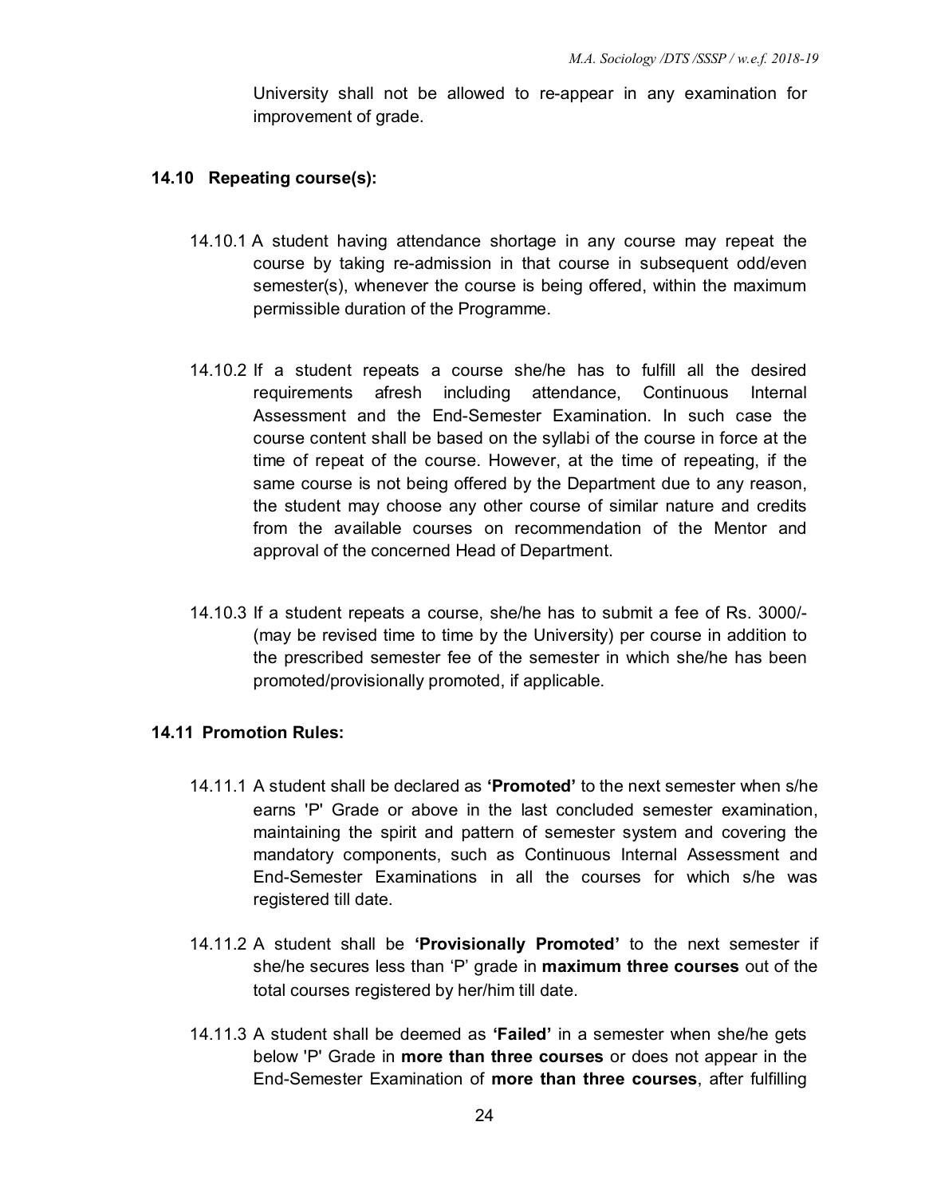University shall not be allowed to re-appear in any examination for improvement of grade.

### 14.10 Repeating course(s):

14.10.1 A student having attendance shortage in any course may repeat the course by taking re-admission in that course in subsequent odd/even semester(s), whenever the course is being offered, within the maximum permissible duration of the Programme.

14.10.2 If a student repeats a course she/he has to fulfill all the desired requirements afresh including attendance, Continuous Internal Assessment and the End-Semester Examination. In such case the course content shall be based on the syllabi of the course in force at the time of repeat of the course. However, at the time of repeating, if the same course is not being offered by the Department due to any reason, the student may choose any other course of similar nature and credits from the available courses on recommendation of the Mentor and approval of the concerned Head of Department.

14.10.3 If a student repeats a course, she/he has to submit a fee of Rs. 3000/- (may be revised time to time by the University) per course in addition to the prescribed semester fee of the semester in which she/he has been promoted/provisionally promoted, if applicable.

### 14.11 Promotion Rules:

14.11.1 A student shall be declared as **'Promoted'** to the next semester when s/he earns 'P' Grade or above in the last concluded semester examination, maintaining the spirit and pattern of semester system and covering the mandatory components, such as Continuous Internal Assessment and End-Semester Examinations in all the courses for which s/he was registered till date.

14.11.2 A student shall be **'Provisionally Promoted'** to the next semester if she/he secures less than 'P' grade in **maximum three courses** out of the total courses registered by her/him till date.

14.11.3 A student shall be deemed as **'Failed'** in a semester when she/he gets below 'P' Grade in **more than three courses** or does not appear in the End-Semester Examination of **more than three courses**, after fulfilling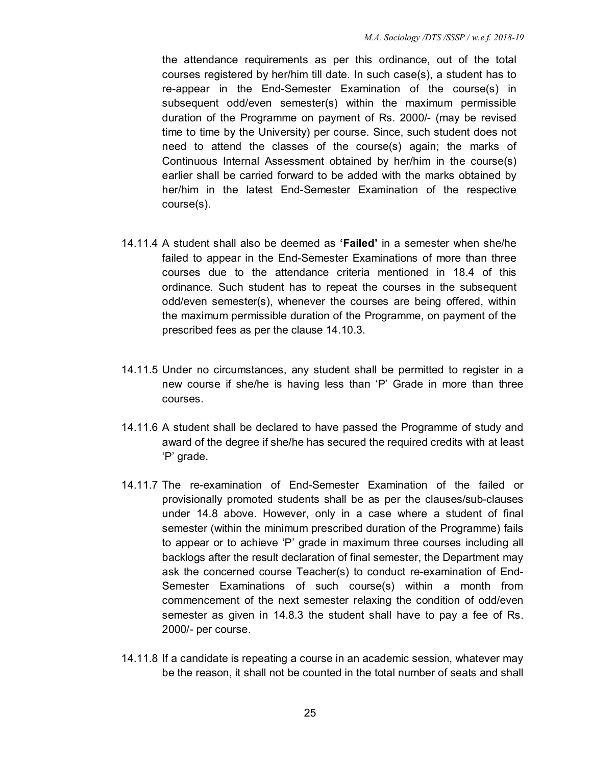the attendance requirements as per this ordinance, out of the total courses registered by her/him till date. In such case(s), a student has to re-appear in the End-Semester Examination of the course(s) in subsequent odd/even semester(s) within the maximum permissible duration of the Programme on payment of Rs. 2000/- (may be revised time to time by the University) per course. Since, such student does not need to attend the classes of the course(s) again; the marks of Continuous Internal Assessment obtained by her/him in the course(s) earlier shall be carried forward to be added with the marks obtained by her/him in the latest End-Semester Examination of the respective course(s).

14.11.4 A student shall also be deemed as **'Failed'** in a semester when she/he failed to appear in the End-Semester Examinations of more than three courses due to the attendance criteria mentioned in 18.4 of this ordinance. Such student has to repeat the courses in the subsequent odd/even semester(s), whenever the courses are being offered, within the maximum permissible duration of the Programme, on payment of the prescribed fees as per the clause 14.10.3.

14.11.5 Under no circumstances, any student shall be permitted to register in a new course if she/he is having less than 'P' Grade in more than three courses.

14.11.6 A student shall be declared to have passed the Programme of study and award of the degree if she/he has secured the required credits with at least 'P' grade.

14.11.7 The re-examination of End-Semester Examination of the failed or provisionally promoted students shall be as per the clauses/sub-clauses under 14.8 above. However, only in a case where a student of final semester (within the minimum prescribed duration of the Programme) fails to appear or to achieve 'P' grade in maximum three courses including all backlogs after the result declaration of final semester, the Department may ask the concerned course Teacher(s) to conduct re-examination of End-Semester Examinations of such course(s) within a month from commencement of the next semester relaxing the condition of odd/even semester as given in 14.8.3 the student shall have to pay a fee of Rs. 2000/- per course.

14.11.8 If a candidate is repeating a course in an academic session, whatever may be the reason, it shall not be counted in the total number of seats and shall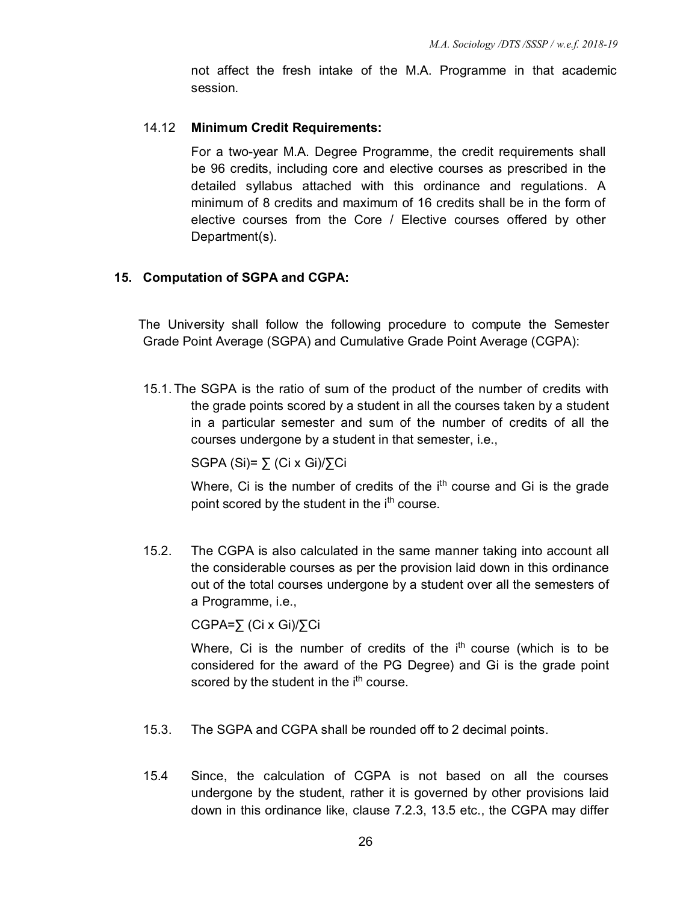not affect the fresh intake of the M.A. Programme in that academic session.

14.12 **Minimum Credit Requirements:**

For a two-year M.A. Degree Programme, the credit requirements shall be 96 credits, including core and elective courses as prescribed in the detailed syllabus attached with this ordinance and regulations. A minimum of 8 credits and maximum of 16 credits shall be in the form of elective courses from the Core / Elective courses offered by other Department(s).

## 15. Computation of SGPA and CGPA:

The University shall follow the following procedure to compute the Semester Grade Point Average (SGPA) and Cumulative Grade Point Average (CGPA):

15.1. The SGPA is the ratio of sum of the product of the number of credits with the grade points scored by a student in all the courses taken by a student in a particular semester and sum of the number of credits of all the courses undergone by a student in that semester, i.e.,

$$\text{SGPA } (S_i) = \sum (C_i \times G_i) / \sum C_i$$

Where, $C_i$ is the number of credits of the $i^{th}$ course and $G_i$ is the grade point scored by the student in the $i^{th}$ course.

15.2. The CGPA is also calculated in the same manner taking into account all the considerable courses as per the provision laid down in this ordinance out of the total courses undergone by a student over all the semesters of a Programme, i.e.,

$$\text{CGPA} = \sum (C_i \times G_i) / \sum C_i$$

Where, $C_i$ is the number of credits of the $i^{th}$ course (which is to be considered for the award of the PG Degree) and $G_i$ is the grade point scored by the student in the $i^{th}$ course.

15.3. The SGPA and CGPA shall be rounded off to 2 decimal points.

15.4 Since, the calculation of CGPA is not based on all the courses undergone by the student, rather it is governed by other provisions laid down in this ordinance like, clause 7.2.3, 13.5 etc., the CGPA may differ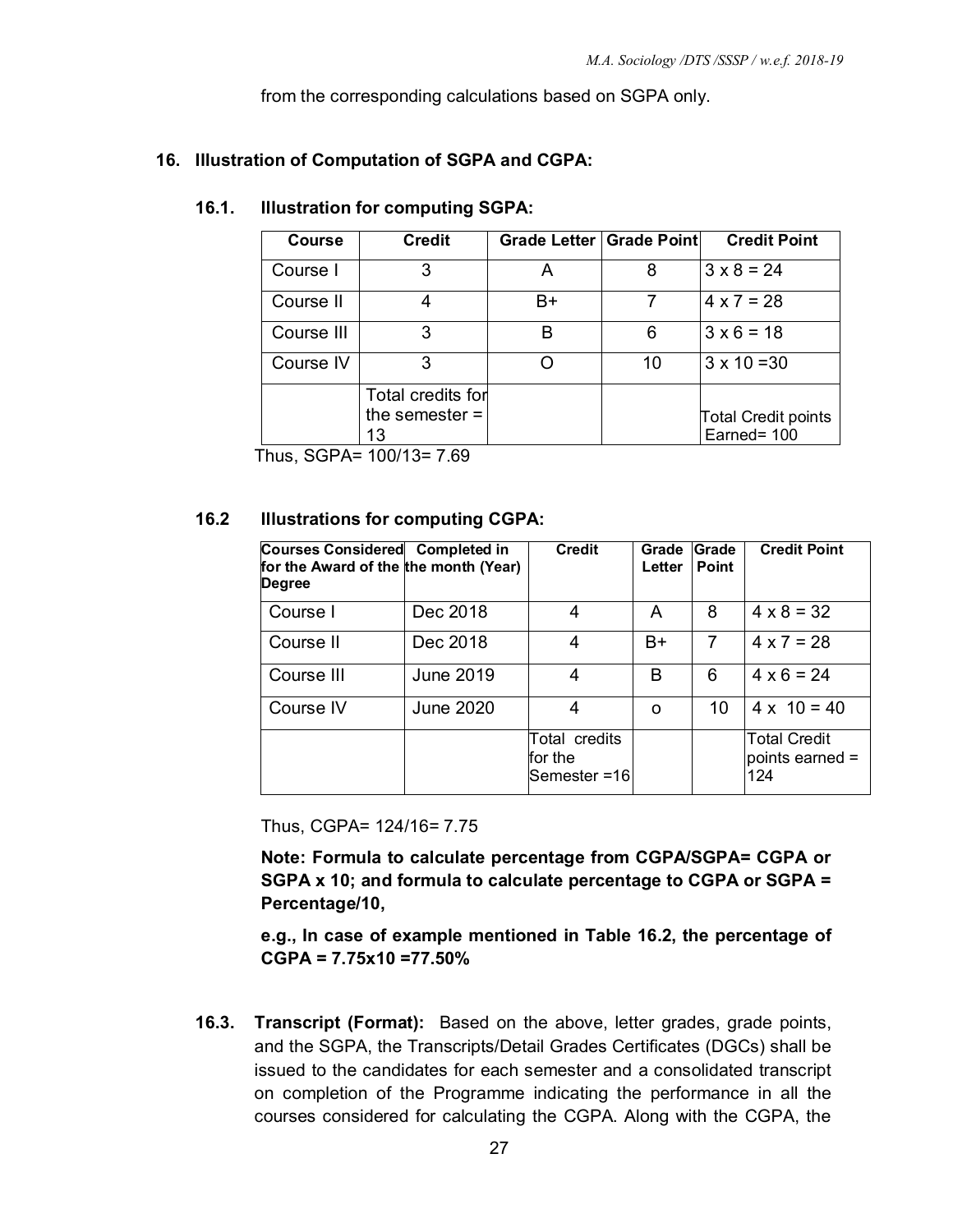from the corresponding calculations based on SGPA only.

## 16. Illustration of Computation of SGPA and CGPA:

### 16.1. Illustration for computing SGPA:

| Course | Credit | Grade Letter | Grade Point | Credit Point |
|---|---|---|---|---|
| Course I | 3 | A | 8 | 3 x 8 = 24 |
| Course II | 4 | B+ | 7 | 4 x 7 = 28 |
| Course III | 3 | B | 6 | 3 x 6 = 18 |
| Course IV | 3 | O | 10 | 3 x 10 =30 |
| | Total credits for the semester = 13 | | | Total Credit points Earned= 100 |

Thus, SGPA= 100/13= 7.69

### 16.2 Illustrations for computing CGPA:

| Courses Considered for the Award of the Degree | Completed in the month (Year) | Credit | Grade Letter | Grade Point | Credit Point |
|---|---|---|---|---|---|
| Course I | Dec 2018 | 4 | A | 8 | 4 x 8 = 32 |
| Course II | Dec 2018 | 4 | B+ | 7 | 4 x 7 = 28 |
| Course III | June 2019 | 4 | B | 6 | 4 x 6 = 24 |
| Course IV | June 2020 | 4 | o | 10 | 4 x 10 = 40 |
| | | Total credits for the Semester =16 | | | Total Credit points earned = 124 |

Thus, CGPA= 124/16= 7.75

**Note: Formula to calculate percentage from CGPA/SGPA= CGPA or SGPA x 10; and formula to calculate percentage to CGPA or SGPA = Percentage/10,**

**e.g., In case of example mentioned in Table 16.2, the percentage of CGPA = 7.75x10 =77.50%**

**16.3. Transcript (Format):** Based on the above, letter grades, grade points, and the SGPA, the Transcripts/Detail Grades Certificates (DGCs) shall be issued to the candidates for each semester and a consolidated transcript on completion of the Programme indicating the performance in all the courses considered for calculating the CGPA. Along with the CGPA, the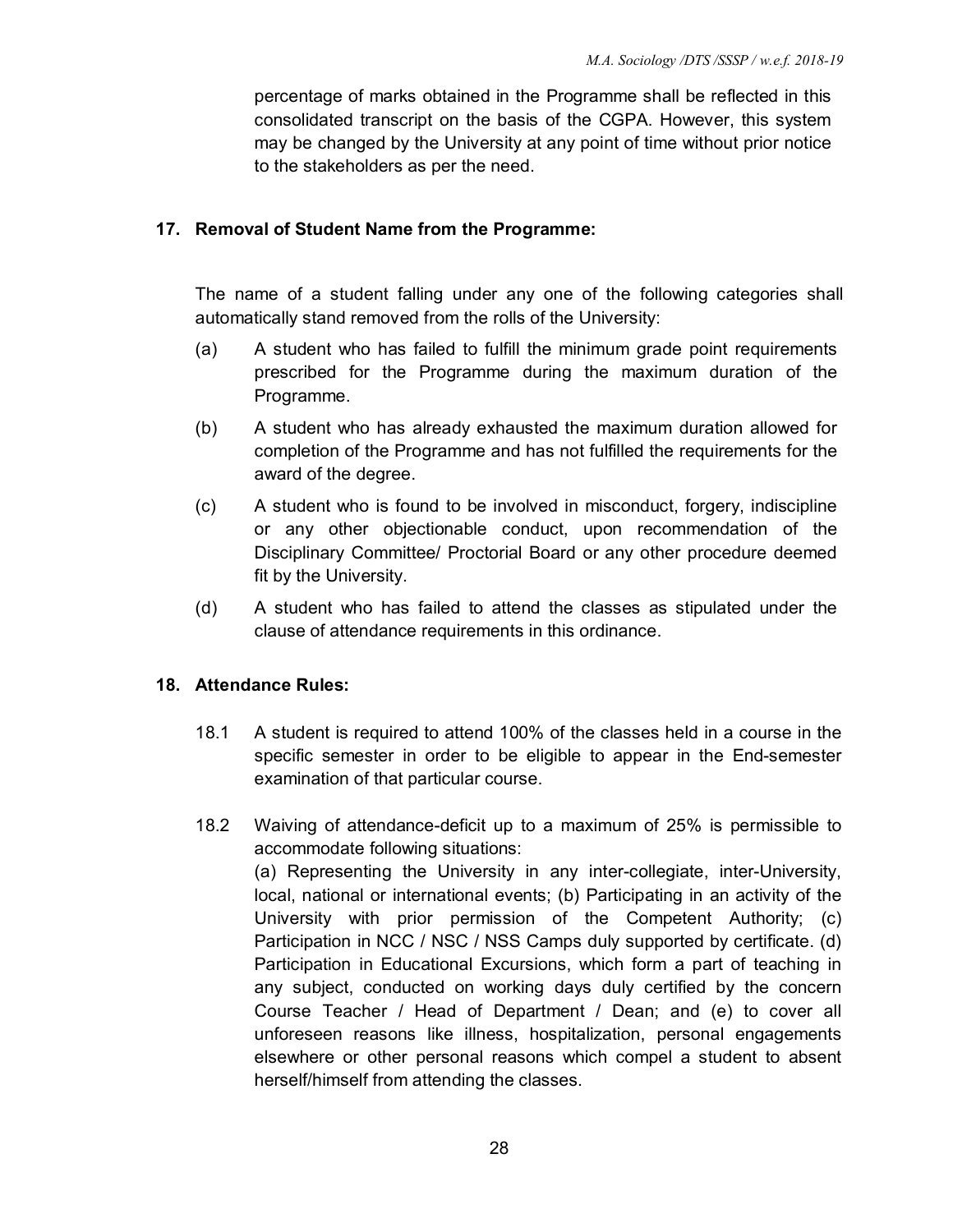percentage of marks obtained in the Programme shall be reflected in this consolidated transcript on the basis of the CGPA. However, this system may be changed by the University at any point of time without prior notice to the stakeholders as per the need.

**17. Removal of Student Name from the Programme:**

The name of a student falling under any one of the following categories shall automatically stand removed from the rolls of the University:

(a) A student who has failed to fulfill the minimum grade point requirements prescribed for the Programme during the maximum duration of the Programme.

(b) A student who has already exhausted the maximum duration allowed for completion of the Programme and has not fulfilled the requirements for the award of the degree.

(c) A student who is found to be involved in misconduct, forgery, indiscipline or any other objectionable conduct, upon recommendation of the Disciplinary Committee/ Proctorial Board or any other procedure deemed fit by the University.

(d) A student who has failed to attend the classes as stipulated under the clause of attendance requirements in this ordinance.

**18. Attendance Rules:**

18.1 A student is required to attend 100% of the classes held in a course in the specific semester in order to be eligible to appear in the End-semester examination of that particular course.

18.2 Waiving of attendance-deficit up to a maximum of 25% is permissible to accommodate following situations:
(a) Representing the University in any inter-collegiate, inter-University, local, national or international events; (b) Participating in an activity of the University with prior permission of the Competent Authority; (c) Participation in NCC / NSC / NSS Camps duly supported by certificate. (d) Participation in Educational Excursions, which form a part of teaching in any subject, conducted on working days duly certified by the concern Course Teacher / Head of Department / Dean; and (e) to cover all unforeseen reasons like illness, hospitalization, personal engagements elsewhere or other personal reasons which compel a student to absent herself/himself from attending the classes.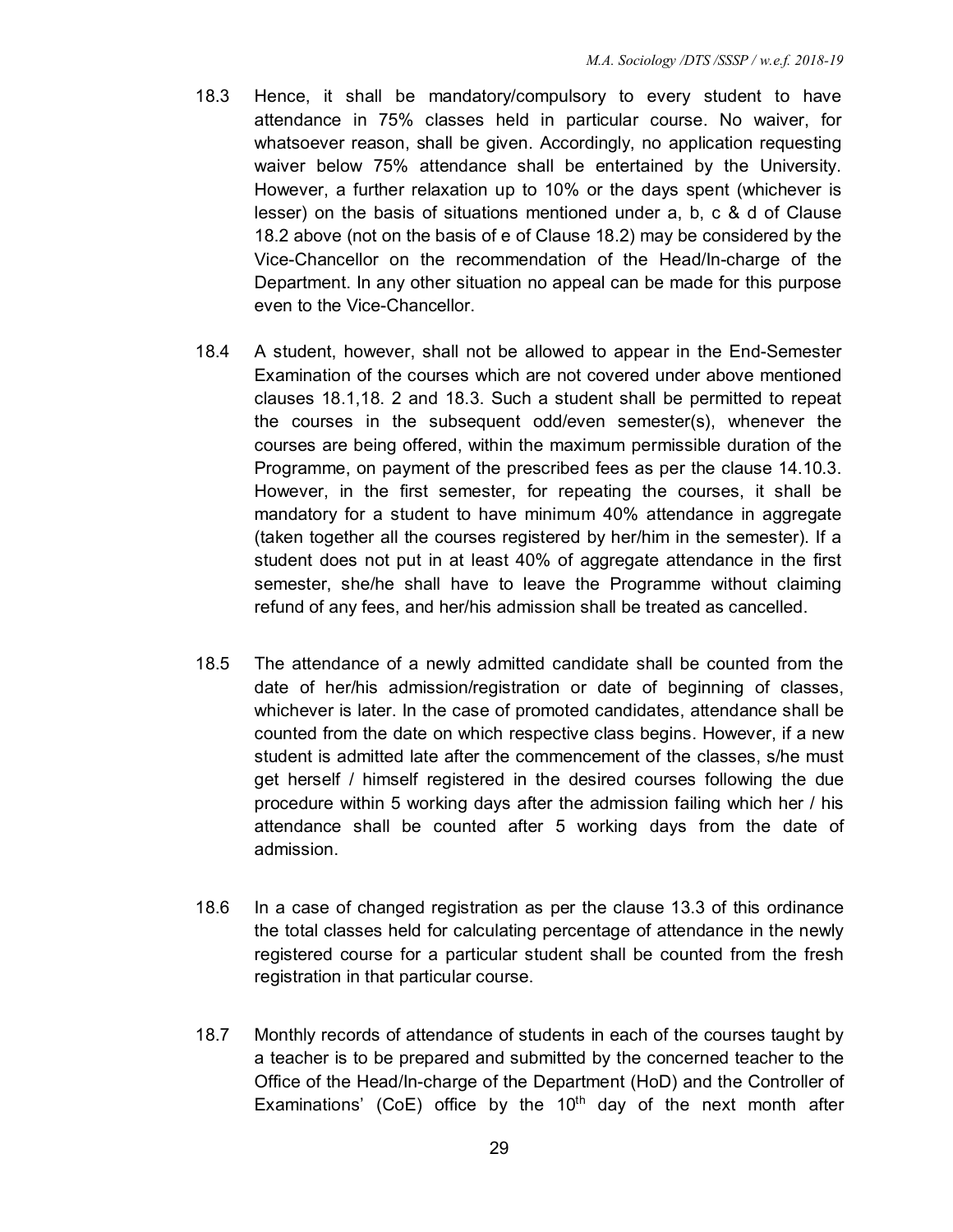18.3 Hence, it shall be mandatory/compulsory to every student to have attendance in 75% classes held in particular course. No waiver, for whatsoever reason, shall be given. Accordingly, no application requesting waiver below 75% attendance shall be entertained by the University. However, a further relaxation up to 10% or the days spent (whichever is lesser) on the basis of situations mentioned under a, b, c & d of Clause 18.2 above (not on the basis of e of Clause 18.2) may be considered by the Vice-Chancellor on the recommendation of the Head/In-charge of the Department. In any other situation no appeal can be made for this purpose even to the Vice-Chancellor.

18.4 A student, however, shall not be allowed to appear in the End-Semester Examination of the courses which are not covered under above mentioned clauses 18.1,18. 2 and 18.3. Such a student shall be permitted to repeat the courses in the subsequent odd/even semester(s), whenever the courses are being offered, within the maximum permissible duration of the Programme, on payment of the prescribed fees as per the clause 14.10.3. However, in the first semester, for repeating the courses, it shall be mandatory for a student to have minimum 40% attendance in aggregate (taken together all the courses registered by her/him in the semester). If a student does not put in at least 40% of aggregate attendance in the first semester, she/he shall have to leave the Programme without claiming refund of any fees, and her/his admission shall be treated as cancelled.

18.5 The attendance of a newly admitted candidate shall be counted from the date of her/his admission/registration or date of beginning of classes, whichever is later. In the case of promoted candidates, attendance shall be counted from the date on which respective class begins. However, if a new student is admitted late after the commencement of the classes, s/he must get herself / himself registered in the desired courses following the due procedure within 5 working days after the admission failing which her / his attendance shall be counted after 5 working days from the date of admission.

18.6 In a case of changed registration as per the clause 13.3 of this ordinance the total classes held for calculating percentage of attendance in the newly registered course for a particular student shall be counted from the fresh registration in that particular course.

18.7 Monthly records of attendance of students in each of the courses taught by a teacher is to be prepared and submitted by the concerned teacher to the Office of the Head/In-charge of the Department (HoD) and the Controller of Examinations' (CoE) office by the 10th day of the next month after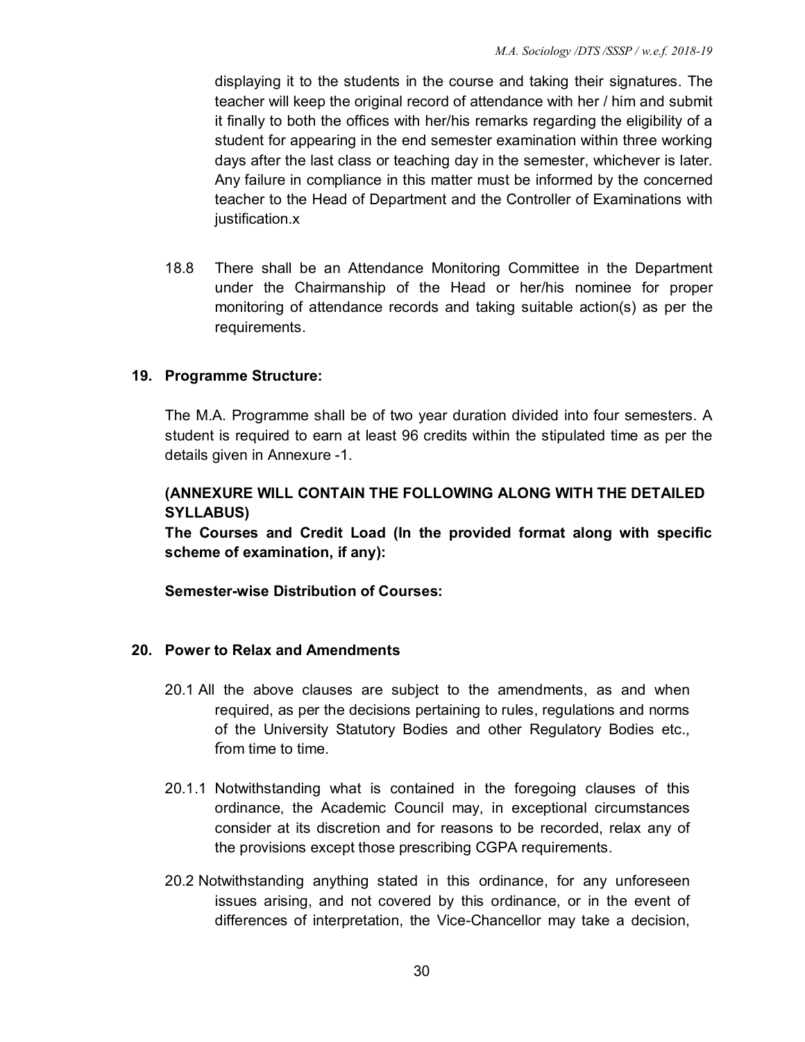displaying it to the students in the course and taking their signatures. The teacher will keep the original record of attendance with her / him and submit it finally to both the offices with her/his remarks regarding the eligibility of a student for appearing in the end semester examination within three working days after the last class or teaching day in the semester, whichever is later. Any failure in compliance in this matter must be informed by the concerned teacher to the Head of Department and the Controller of Examinations with justification.x

18.8 There shall be an Attendance Monitoring Committee in the Department under the Chairmanship of the Head or her/his nominee for proper monitoring of attendance records and taking suitable action(s) as per the requirements.

## 19. Programme Structure:

The M.A. Programme shall be of two year duration divided into four semesters. A student is required to earn at least 96 credits within the stipulated time as per the details given in Annexure -1.

**(ANNEXURE WILL CONTAIN THE FOLLOWING ALONG WITH THE DETAILED SYLLABUS)**

**The Courses and Credit Load (In the provided format along with specific scheme of examination, if any):**

**Semester-wise Distribution of Courses:**

## 20. Power to Relax and Amendments

20.1 All the above clauses are subject to the amendments, as and when required, as per the decisions pertaining to rules, regulations and norms of the University Statutory Bodies and other Regulatory Bodies etc., from time to time.

20.1.1 Notwithstanding what is contained in the foregoing clauses of this ordinance, the Academic Council may, in exceptional circumstances consider at its discretion and for reasons to be recorded, relax any of the provisions except those prescribing CGPA requirements.

20.2 Notwithstanding anything stated in this ordinance, for any unforeseen issues arising, and not covered by this ordinance, or in the event of differences of interpretation, the Vice-Chancellor may take a decision,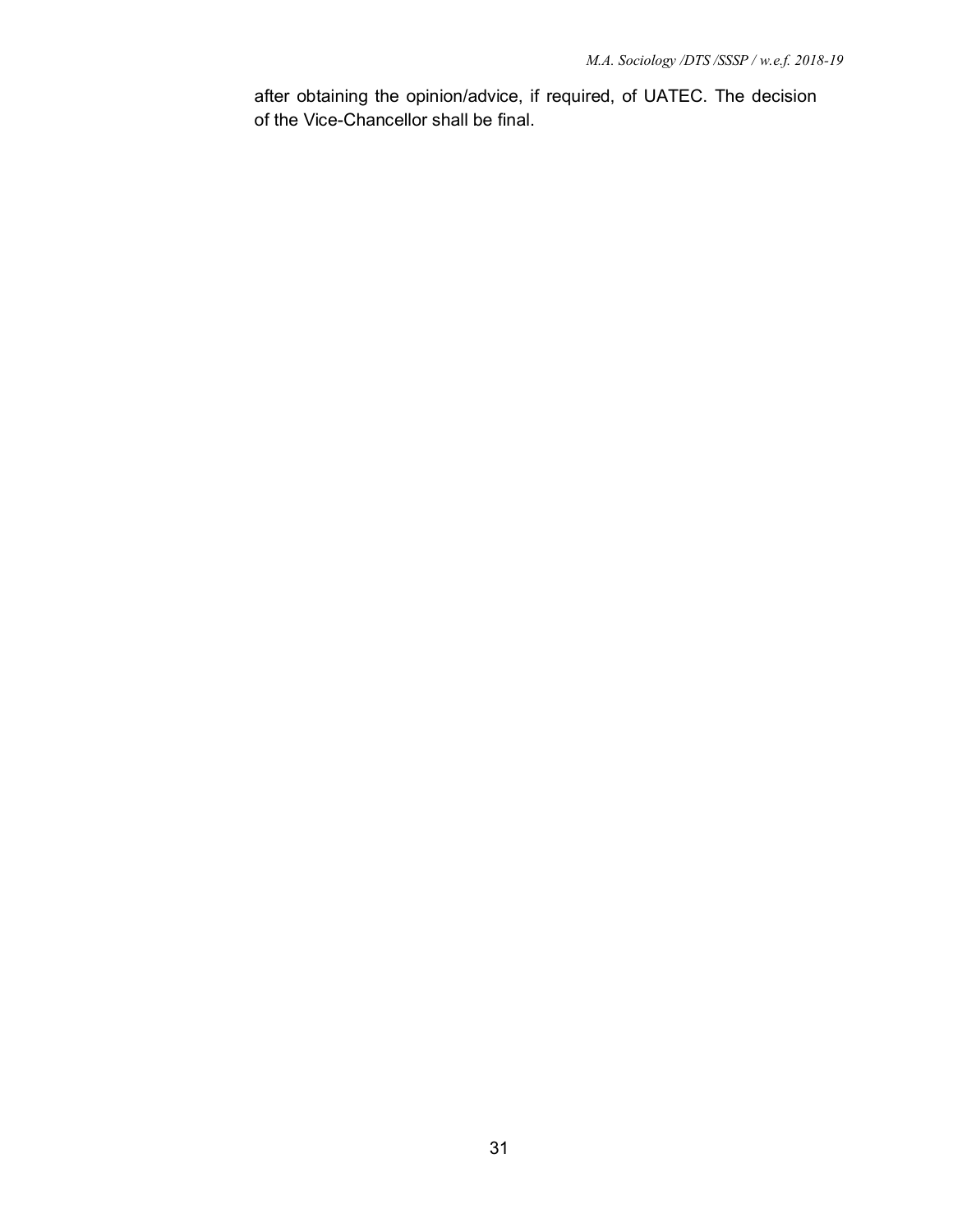after obtaining the opinion/advice, if required, of UATEC. The decision of the Vice-Chancellor shall be final.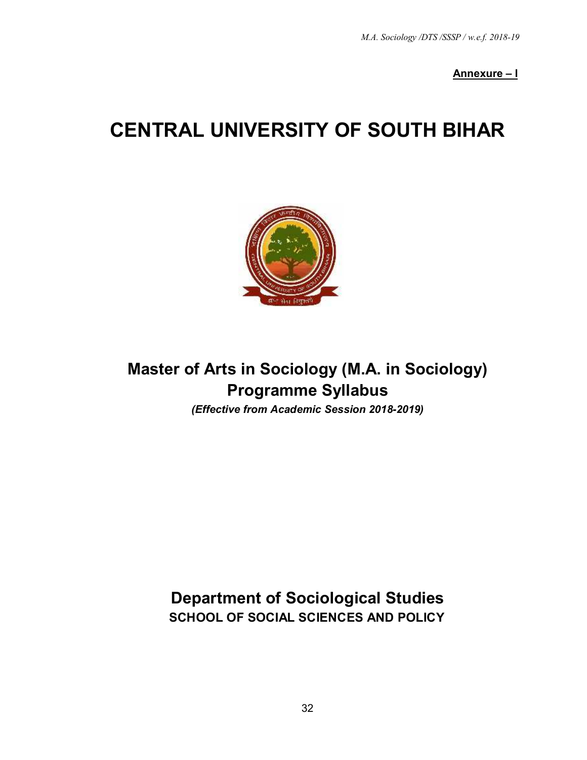**Annexure – I**

# CENTRAL UNIVERSITY OF SOUTH BIHAR

## Master of Arts in Sociology (M.A. in Sociology) Programme Syllabus

***(Effective from Academic Session 2018-2019)***

## Department of Sociological Studies

### SCHOOL OF SOCIAL SCIENCES AND POLICY